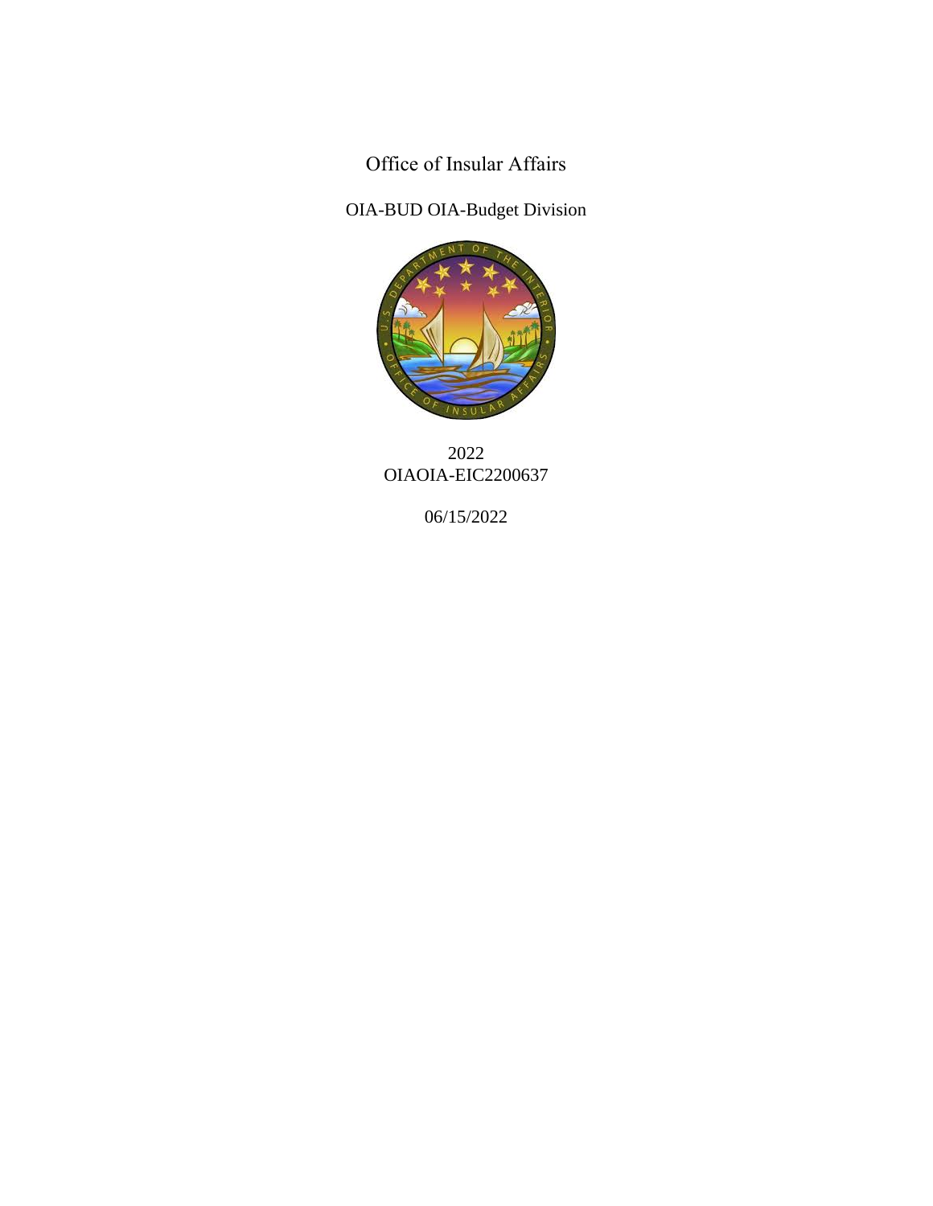# Office of Insular Affairs

OIA-BUD OIA-Budget Division

2022
OIAOIA-EIC2200637

06/15/2022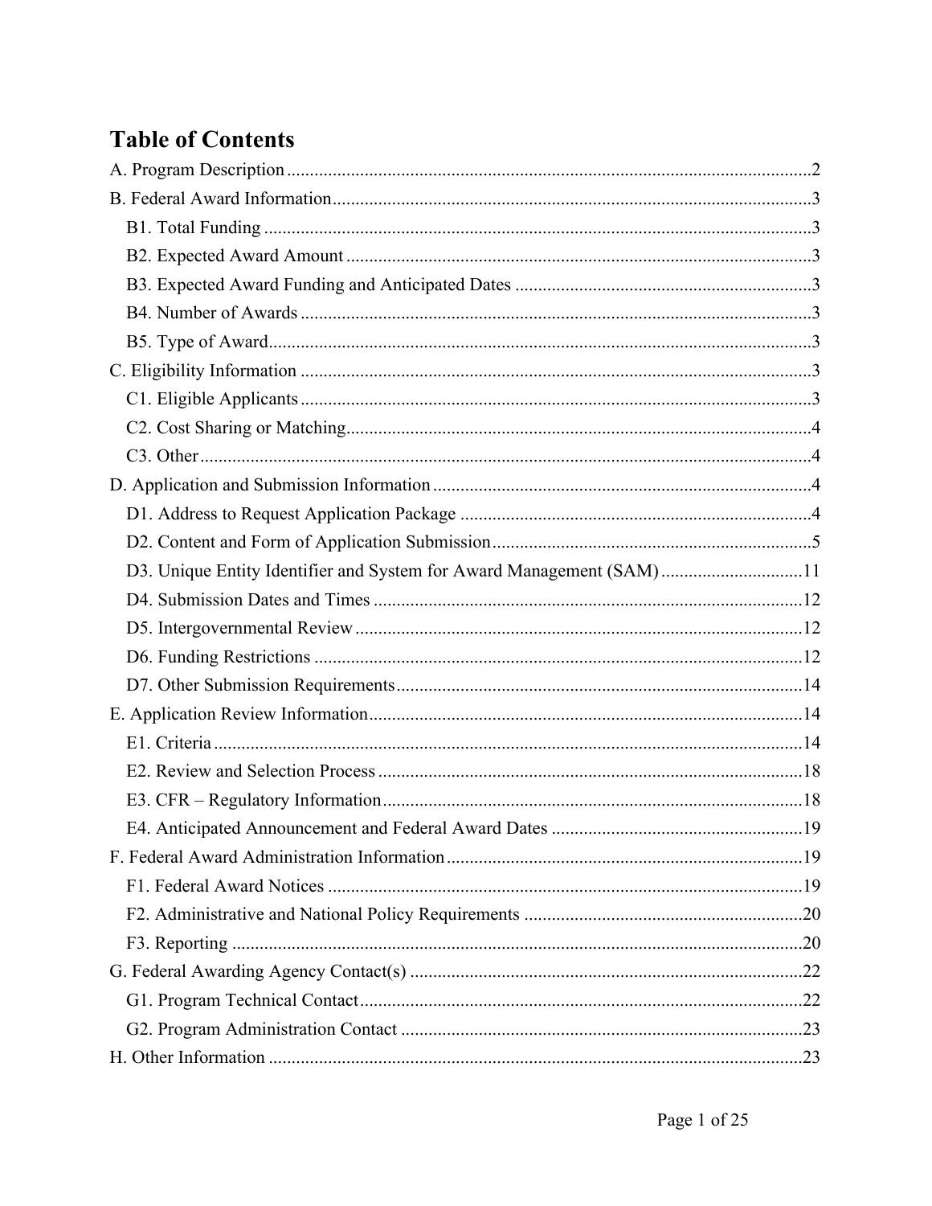# Table of Contents

A. Program Description ..... 2

B. Federal Award Information ..... 3

- B1. Total Funding ..... 3
- B2. Expected Award Amount ..... 3
- B3. Expected Award Funding and Anticipated Dates ..... 3
- B4. Number of Awards ..... 3
- B5. Type of Award ..... 3

C. Eligibility Information ..... 3

- C1. Eligible Applicants ..... 3
- C2. Cost Sharing or Matching ..... 4
- C3. Other ..... 4

D. Application and Submission Information ..... 4

- D1. Address to Request Application Package ..... 4
- D2. Content and Form of Application Submission ..... 5
- D3. Unique Entity Identifier and System for Award Management (SAM) ..... 11
- D4. Submission Dates and Times ..... 12
- D5. Intergovernmental Review ..... 12
- D6. Funding Restrictions ..... 12
- D7. Other Submission Requirements ..... 14

E. Application Review Information ..... 14

- E1. Criteria ..... 14
- E2. Review and Selection Process ..... 18
- E3. CFR – Regulatory Information ..... 18
- E4. Anticipated Announcement and Federal Award Dates ..... 19

F. Federal Award Administration Information ..... 19

- F1. Federal Award Notices ..... 19
- F2. Administrative and National Policy Requirements ..... 20
- F3. Reporting ..... 20

G. Federal Awarding Agency Contact(s) ..... 22

- G1. Program Technical Contact ..... 22
- G2. Program Administration Contact ..... 23

H. Other Information ..... 23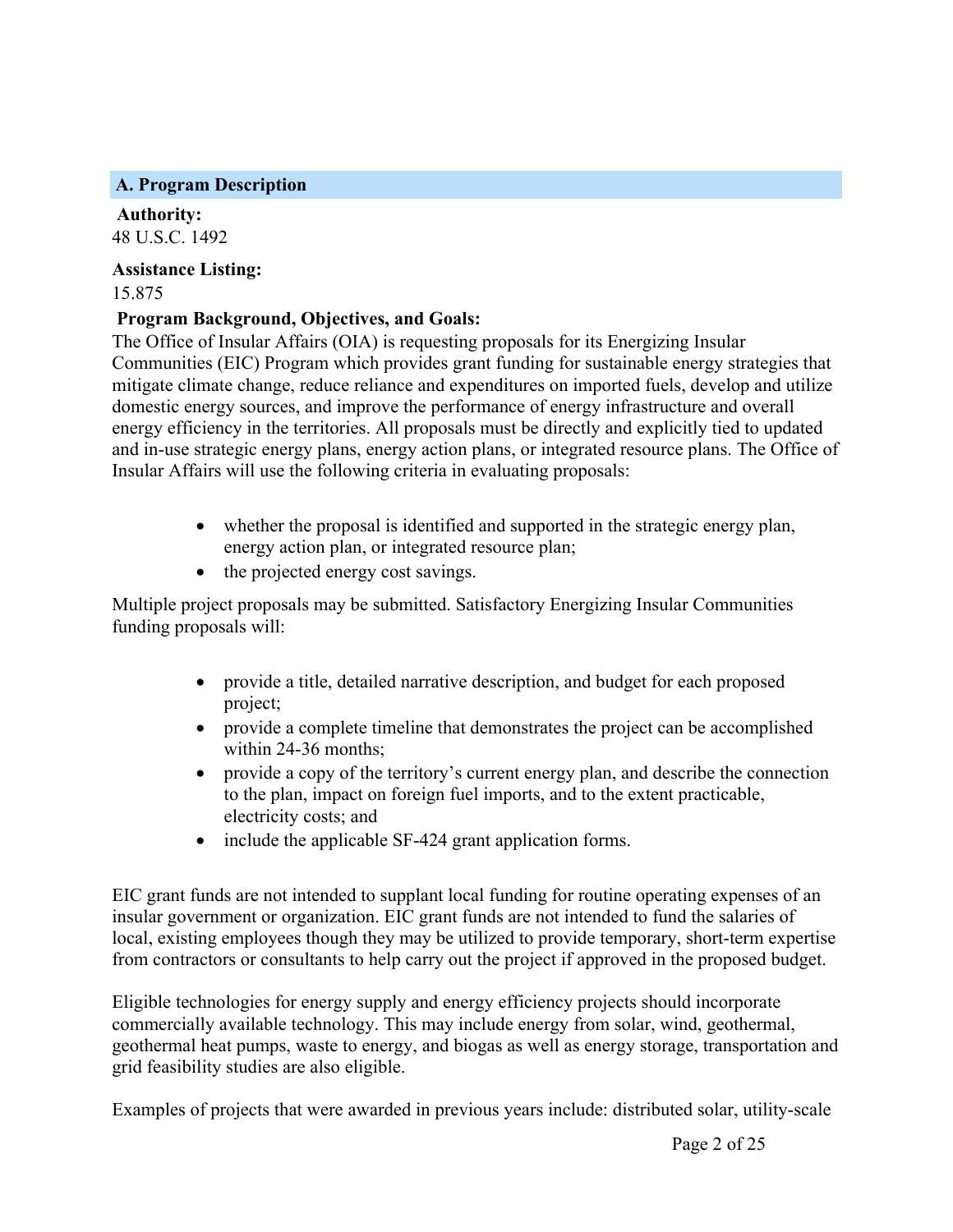## A. Program Description

**Authority:**
48 U.S.C. 1492

**Assistance Listing:**
15.875

**Program Background, Objectives, and Goals:**
The Office of Insular Affairs (OIA) is requesting proposals for its Energizing Insular Communities (EIC) Program which provides grant funding for sustainable energy strategies that mitigate climate change, reduce reliance and expenditures on imported fuels, develop and utilize domestic energy sources, and improve the performance of energy infrastructure and overall energy efficiency in the territories. All proposals must be directly and explicitly tied to updated and in-use strategic energy plans, energy action plans, or integrated resource plans. The Office of Insular Affairs will use the following criteria in evaluating proposals:

- whether the proposal is identified and supported in the strategic energy plan, energy action plan, or integrated resource plan;
- the projected energy cost savings.

Multiple project proposals may be submitted. Satisfactory Energizing Insular Communities funding proposals will:

- provide a title, detailed narrative description, and budget for each proposed project;
- provide a complete timeline that demonstrates the project can be accomplished within 24-36 months;
- provide a copy of the territory's current energy plan, and describe the connection to the plan, impact on foreign fuel imports, and to the extent practicable, electricity costs; and
- include the applicable SF-424 grant application forms.

EIC grant funds are not intended to supplant local funding for routine operating expenses of an insular government or organization. EIC grant funds are not intended to fund the salaries of local, existing employees though they may be utilized to provide temporary, short-term expertise from contractors or consultants to help carry out the project if approved in the proposed budget.

Eligible technologies for energy supply and energy efficiency projects should incorporate commercially available technology. This may include energy from solar, wind, geothermal, geothermal heat pumps, waste to energy, and biogas as well as energy storage, transportation and grid feasibility studies are also eligible.

Examples of projects that were awarded in previous years include: distributed solar, utility-scale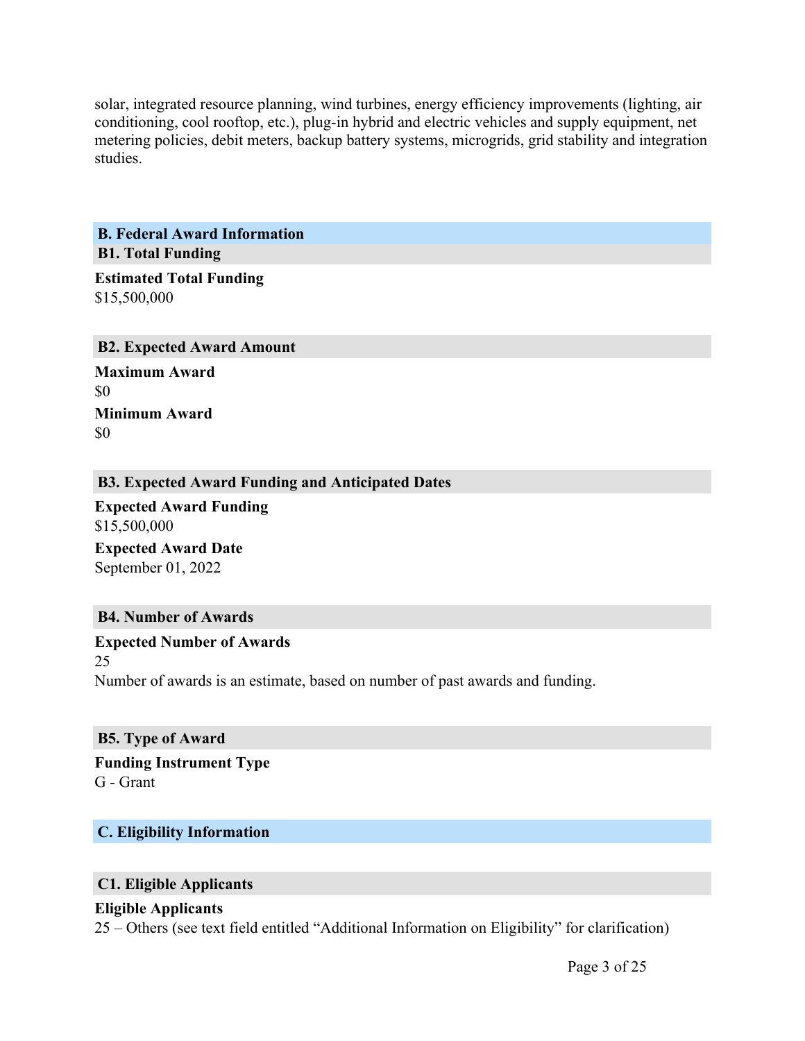solar, integrated resource planning, wind turbines, energy efficiency improvements (lighting, air conditioning, cool rooftop, etc.), plug-in hybrid and electric vehicles and supply equipment, net metering policies, debit meters, backup battery systems, microgrids, grid stability and integration studies.

## B. Federal Award Information

### B1. Total Funding

**Estimated Total Funding**
$15,500,000

### B2. Expected Award Amount

**Maximum Award**
$0

**Minimum Award**
$0

### B3. Expected Award Funding and Anticipated Dates

**Expected Award Funding**
$15,500,000

**Expected Award Date**
September 01, 2022

### B4. Number of Awards

**Expected Number of Awards**
25
Number of awards is an estimate, based on number of past awards and funding.

### B5. Type of Award

**Funding Instrument Type**
G - Grant

## C. Eligibility Information

### C1. Eligible Applicants

**Eligible Applicants**
25 – Others (see text field entitled “Additional Information on Eligibility” for clarification)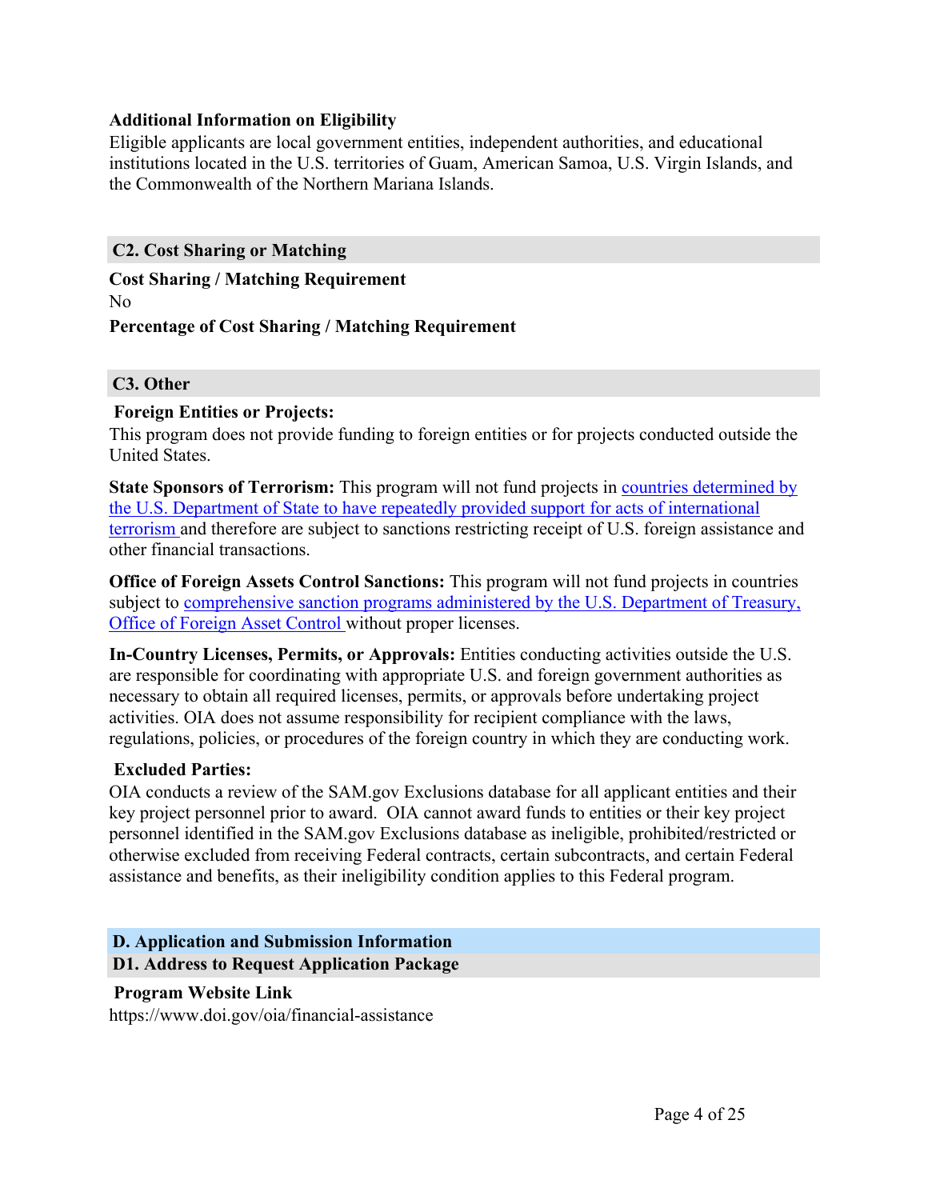**Additional Information on Eligibility**

Eligible applicants are local government entities, independent authorities, and educational institutions located in the U.S. territories of Guam, American Samoa, U.S. Virgin Islands, and the Commonwealth of the Northern Mariana Islands.

### C2. Cost Sharing or Matching

**Cost Sharing / Matching Requirement**

No

**Percentage of Cost Sharing / Matching Requirement**

### C3. Other

**Foreign Entities or Projects:**

This program does not provide funding to foreign entities or for projects conducted outside the United States.

**State Sponsors of Terrorism:** This program will not fund projects in countries determined by the U.S. Department of State to have repeatedly provided support for acts of international terrorism and therefore are subject to sanctions restricting receipt of U.S. foreign assistance and other financial transactions.

**Office of Foreign Assets Control Sanctions:** This program will not fund projects in countries subject to comprehensive sanction programs administered by the U.S. Department of Treasury, Office of Foreign Asset Control without proper licenses.

**In-Country Licenses, Permits, or Approvals:** Entities conducting activities outside the U.S. are responsible for coordinating with appropriate U.S. and foreign government authorities as necessary to obtain all required licenses, permits, or approvals before undertaking project activities. OIA does not assume responsibility for recipient compliance with the laws, regulations, policies, or procedures of the foreign country in which they are conducting work.

**Excluded Parties:**

OIA conducts a review of the SAM.gov Exclusions database for all applicant entities and their key project personnel prior to award. OIA cannot award funds to entities or their key project personnel identified in the SAM.gov Exclusions database as ineligible, prohibited/restricted or otherwise excluded from receiving Federal contracts, certain subcontracts, and certain Federal assistance and benefits, as their ineligibility condition applies to this Federal program.

## D. Application and Submission Information

### D1. Address to Request Application Package

**Program Website Link**

https://www.doi.gov/oia/financial-assistance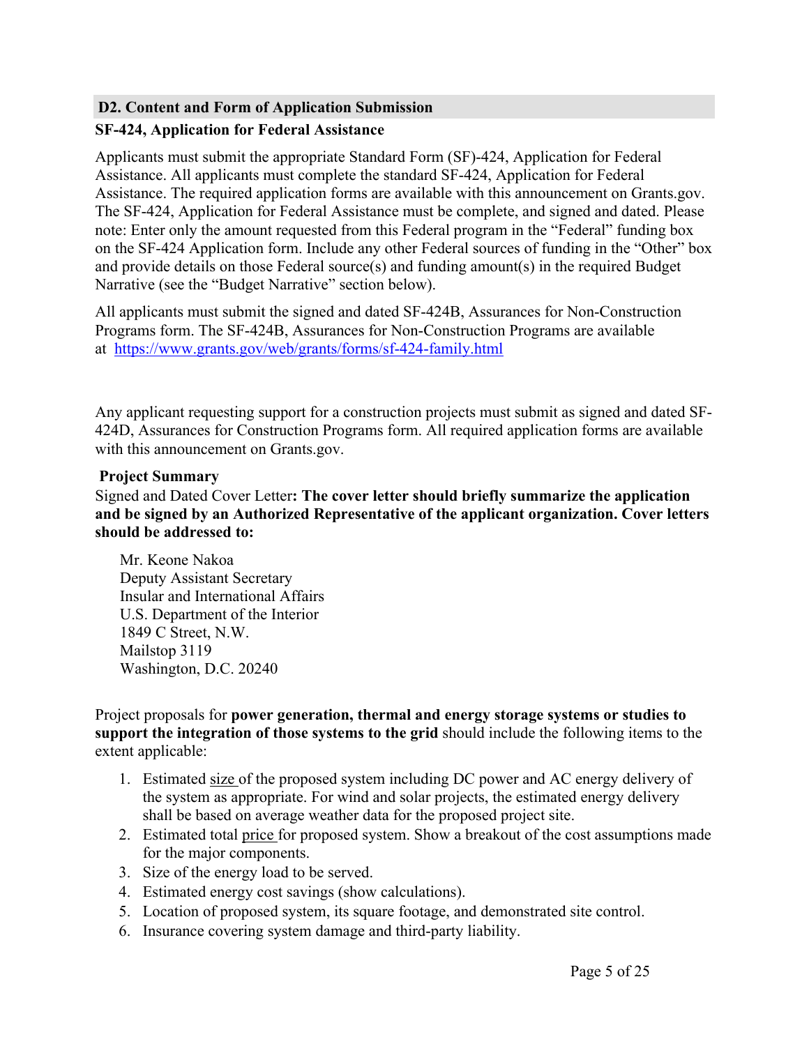## D2. Content and Form of Application Submission

**SF-424, Application for Federal Assistance**

Applicants must submit the appropriate Standard Form (SF)-424, Application for Federal Assistance. All applicants must complete the standard SF-424, Application for Federal Assistance. The required application forms are available with this announcement on Grants.gov. The SF-424, Application for Federal Assistance must be complete, and signed and dated. Please note: Enter only the amount requested from this Federal program in the "Federal" funding box on the SF-424 Application form. Include any other Federal sources of funding in the "Other" box and provide details on those Federal source(s) and funding amount(s) in the required Budget Narrative (see the "Budget Narrative" section below).

All applicants must submit the signed and dated SF-424B, Assurances for Non-Construction Programs form. The SF-424B, Assurances for Non-Construction Programs are available at https://www.grants.gov/web/grants/forms/sf-424-family.html

Any applicant requesting support for a construction projects must submit as signed and dated SF-424D, Assurances for Construction Programs form. All required application forms are available with this announcement on Grants.gov.

**Project Summary**

Signed and Dated Cover Letter**: The cover letter should briefly summarize the application and be signed by an Authorized Representative of the applicant organization. Cover letters should be addressed to:**

Mr. Keone Nakoa
Deputy Assistant Secretary
Insular and International Affairs
U.S. Department of the Interior
1849 C Street, N.W.
Mailstop 3119
Washington, D.C. 20240

Project proposals for **power generation, thermal and energy storage systems or studies to support the integration of those systems to the grid** should include the following items to the extent applicable:

1. Estimated size of the proposed system including DC power and AC energy delivery of the system as appropriate. For wind and solar projects, the estimated energy delivery shall be based on average weather data for the proposed project site.
2. Estimated total price for proposed system. Show a breakout of the cost assumptions made for the major components.
3. Size of the energy load to be served.
4. Estimated energy cost savings (show calculations).
5. Location of proposed system, its square footage, and demonstrated site control.
6. Insurance covering system damage and third-party liability.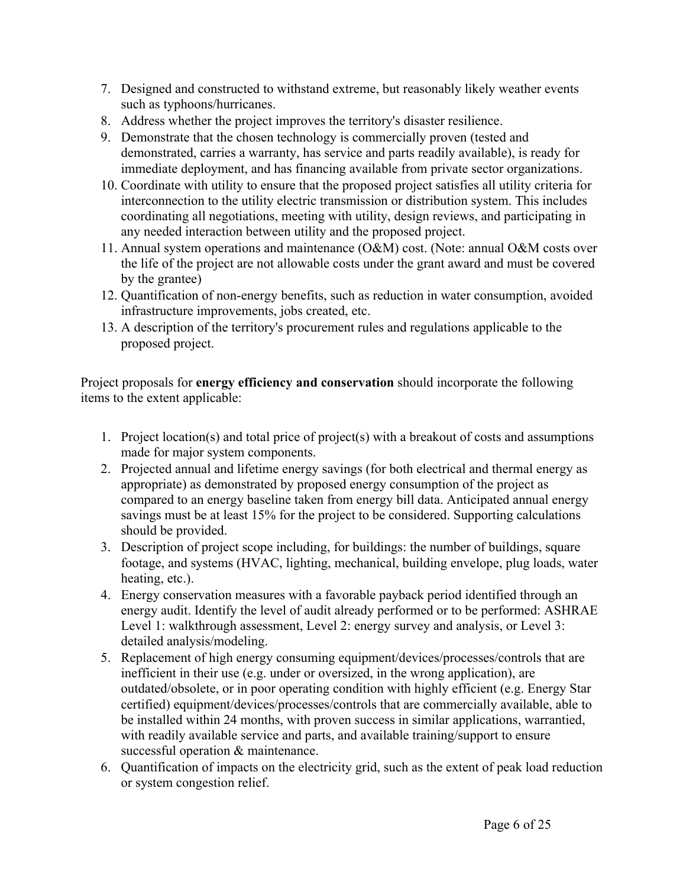7. Designed and constructed to withstand extreme, but reasonably likely weather events such as typhoons/hurricanes.
8. Address whether the project improves the territory's disaster resilience.
9. Demonstrate that the chosen technology is commercially proven (tested and demonstrated, carries a warranty, has service and parts readily available), is ready for immediate deployment, and has financing available from private sector organizations.
10. Coordinate with utility to ensure that the proposed project satisfies all utility criteria for interconnection to the utility electric transmission or distribution system. This includes coordinating all negotiations, meeting with utility, design reviews, and participating in any needed interaction between utility and the proposed project.
11. Annual system operations and maintenance (O&M) cost. (Note: annual O&M costs over the life of the project are not allowable costs under the grant award and must be covered by the grantee)
12. Quantification of non-energy benefits, such as reduction in water consumption, avoided infrastructure improvements, jobs created, etc.
13. A description of the territory's procurement rules and regulations applicable to the proposed project.

Project proposals for **energy efficiency and conservation** should incorporate the following items to the extent applicable:

1. Project location(s) and total price of project(s) with a breakout of costs and assumptions made for major system components.
2. Projected annual and lifetime energy savings (for both electrical and thermal energy as appropriate) as demonstrated by proposed energy consumption of the project as compared to an energy baseline taken from energy bill data. Anticipated annual energy savings must be at least 15% for the project to be considered. Supporting calculations should be provided.
3. Description of project scope including, for buildings: the number of buildings, square footage, and systems (HVAC, lighting, mechanical, building envelope, plug loads, water heating, etc.).
4. Energy conservation measures with a favorable payback period identified through an energy audit. Identify the level of audit already performed or to be performed: ASHRAE Level 1: walkthrough assessment, Level 2: energy survey and analysis, or Level 3: detailed analysis/modeling.
5. Replacement of high energy consuming equipment/devices/processes/controls that are inefficient in their use (e.g. under or oversized, in the wrong application), are outdated/obsolete, or in poor operating condition with highly efficient (e.g. Energy Star certified) equipment/devices/processes/controls that are commercially available, able to be installed within 24 months, with proven success in similar applications, warrantied, with readily available service and parts, and available training/support to ensure successful operation & maintenance.
6. Quantification of impacts on the electricity grid, such as the extent of peak load reduction or system congestion relief.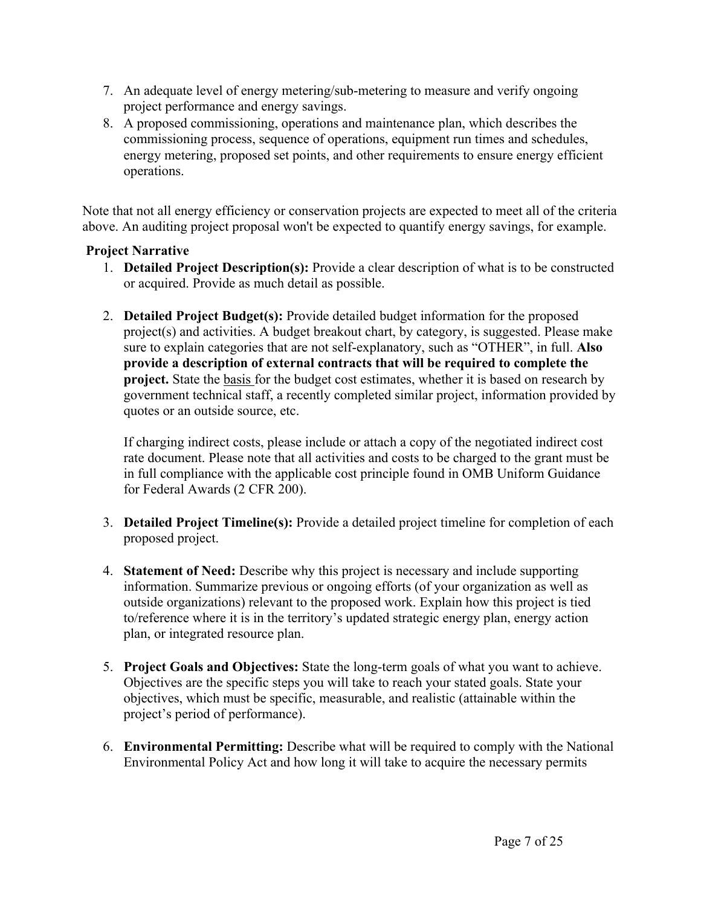7. An adequate level of energy metering/sub-metering to measure and verify ongoing project performance and energy savings.
8. A proposed commissioning, operations and maintenance plan, which describes the commissioning process, sequence of operations, equipment run times and schedules, energy metering, proposed set points, and other requirements to ensure energy efficient operations.

Note that not all energy efficiency or conservation projects are expected to meet all of the criteria above. An auditing project proposal won't be expected to quantify energy savings, for example.

**Project Narrative**

1. **Detailed Project Description(s):** Provide a clear description of what is to be constructed or acquired. Provide as much detail as possible.

2. **Detailed Project Budget(s):** Provide detailed budget information for the proposed project(s) and activities. A budget breakout chart, by category, is suggested. Please make sure to explain categories that are not self-explanatory, such as "OTHER", in full. **Also provide a description of external contracts that will be required to complete the project.** State the basis for the budget cost estimates, whether it is based on research by government technical staff, a recently completed similar project, information provided by quotes or an outside source, etc.

   If charging indirect costs, please include or attach a copy of the negotiated indirect cost rate document. Please note that all activities and costs to be charged to the grant must be in full compliance with the applicable cost principle found in OMB Uniform Guidance for Federal Awards (2 CFR 200).

3. **Detailed Project Timeline(s):** Provide a detailed project timeline for completion of each proposed project.

4. **Statement of Need:** Describe why this project is necessary and include supporting information. Summarize previous or ongoing efforts (of your organization as well as outside organizations) relevant to the proposed work. Explain how this project is tied to/reference where it is in the territory's updated strategic energy plan, energy action plan, or integrated resource plan.

5. **Project Goals and Objectives:** State the long-term goals of what you want to achieve. Objectives are the specific steps you will take to reach your stated goals. State your objectives, which must be specific, measurable, and realistic (attainable within the project's period of performance).

6. **Environmental Permitting:** Describe what will be required to comply with the National Environmental Policy Act and how long it will take to acquire the necessary permits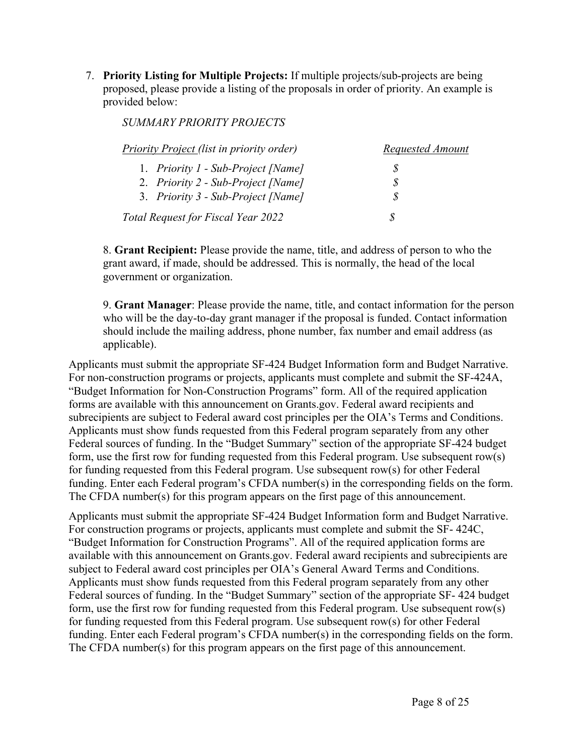7. **Priority Listing for Multiple Projects:** If multiple projects/sub-projects are being proposed, please provide a listing of the proposals in order of priority. An example is provided below:

   *SUMMARY PRIORITY PROJECTS*

   | *Priority Project (list in priority order)* | *Requested Amount* |
   |---|---|
   | 1. *Priority 1 - Sub-Project [Name]* | *$* |
   | 2. *Priority 2 - Sub-Project [Name]* | *$* |
   | 3. *Priority 3 - Sub-Project [Name]* | *$* |
   | *Total Request for Fiscal Year 2022* | *$* |

8. **Grant Recipient:** Please provide the name, title, and address of person to who the grant award, if made, should be addressed. This is normally, the head of the local government or organization.

9. **Grant Manager**: Please provide the name, title, and contact information for the person who will be the day-to-day grant manager if the proposal is funded. Contact information should include the mailing address, phone number, fax number and email address (as applicable).

Applicants must submit the appropriate SF-424 Budget Information form and Budget Narrative. For non-construction programs or projects, applicants must complete and submit the SF-424A, "Budget Information for Non-Construction Programs" form. All of the required application forms are available with this announcement on Grants.gov. Federal award recipients and subrecipients are subject to Federal award cost principles per the OIA's Terms and Conditions. Applicants must show funds requested from this Federal program separately from any other Federal sources of funding. In the "Budget Summary" section of the appropriate SF-424 budget form, use the first row for funding requested from this Federal program. Use subsequent row(s) for funding requested from this Federal program. Use subsequent row(s) for other Federal funding. Enter each Federal program's CFDA number(s) in the corresponding fields on the form. The CFDA number(s) for this program appears on the first page of this announcement.

Applicants must submit the appropriate SF-424 Budget Information form and Budget Narrative. For construction programs or projects, applicants must complete and submit the SF- 424C, "Budget Information for Construction Programs". All of the required application forms are available with this announcement on Grants.gov. Federal award recipients and subrecipients are subject to Federal award cost principles per OIA's General Award Terms and Conditions. Applicants must show funds requested from this Federal program separately from any other Federal sources of funding. In the "Budget Summary" section of the appropriate SF- 424 budget form, use the first row for funding requested from this Federal program. Use subsequent row(s) for funding requested from this Federal program. Use subsequent row(s) for other Federal funding. Enter each Federal program's CFDA number(s) in the corresponding fields on the form. The CFDA number(s) for this program appears on the first page of this announcement.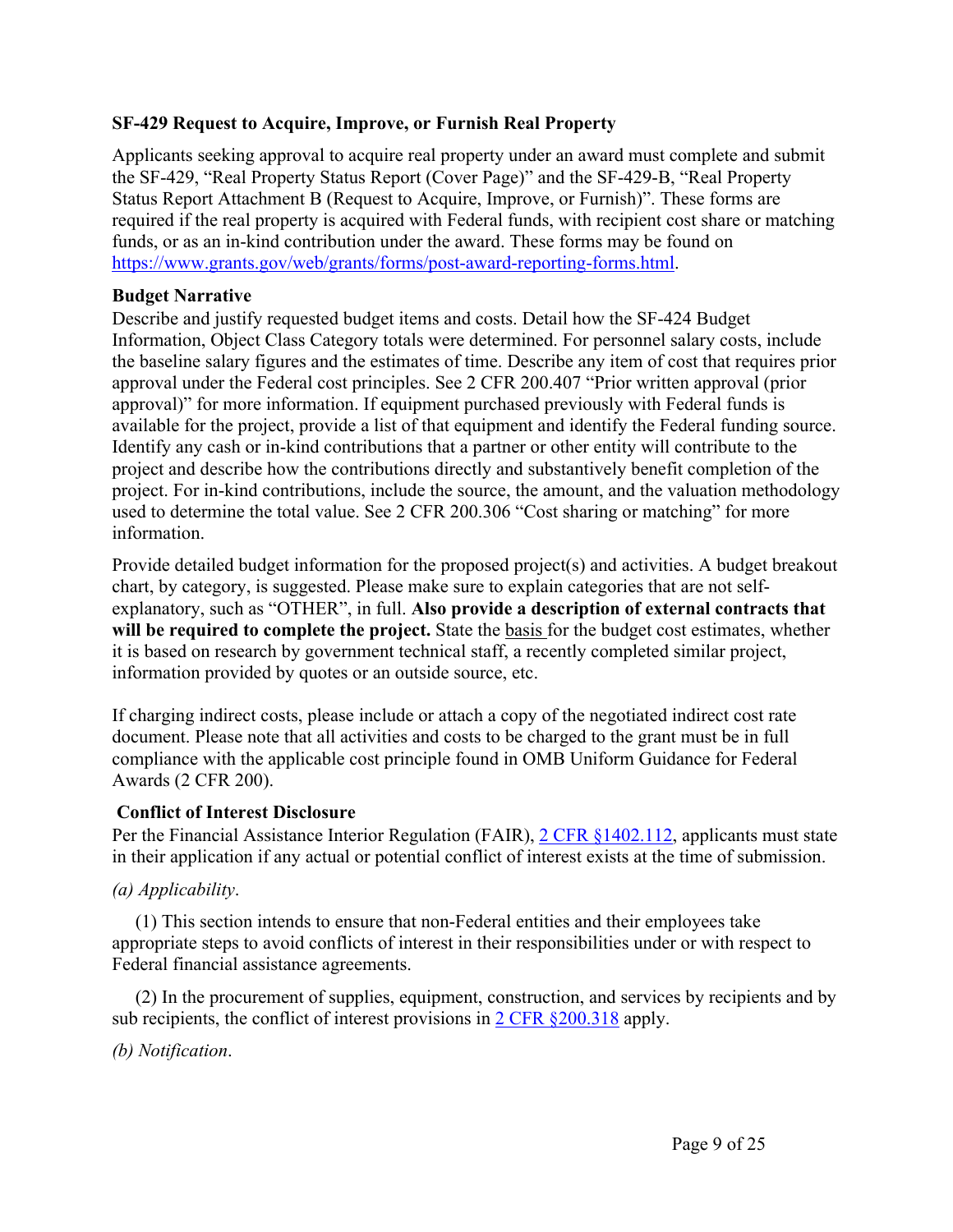**SF-429 Request to Acquire, Improve, or Furnish Real Property**

Applicants seeking approval to acquire real property under an award must complete and submit the SF-429, "Real Property Status Report (Cover Page)" and the SF-429-B, "Real Property Status Report Attachment B (Request to Acquire, Improve, or Furnish)". These forms are required if the real property is acquired with Federal funds, with recipient cost share or matching funds, or as an in-kind contribution under the award. These forms may be found on [https://www.grants.gov/web/grants/forms/post-award-reporting-forms.html](https://www.grants.gov/web/grants/forms/post-award-reporting-forms.html).

**Budget Narrative**

Describe and justify requested budget items and costs. Detail how the SF-424 Budget Information, Object Class Category totals were determined. For personnel salary costs, include the baseline salary figures and the estimates of time. Describe any item of cost that requires prior approval under the Federal cost principles. See 2 CFR 200.407 "Prior written approval (prior approval)" for more information. If equipment purchased previously with Federal funds is available for the project, provide a list of that equipment and identify the Federal funding source. Identify any cash or in-kind contributions that a partner or other entity will contribute to the project and describe how the contributions directly and substantively benefit completion of the project. For in-kind contributions, include the source, the amount, and the valuation methodology used to determine the total value. See 2 CFR 200.306 "Cost sharing or matching" for more information.

Provide detailed budget information for the proposed project(s) and activities. A budget breakout chart, by category, is suggested. Please make sure to explain categories that are not self-explanatory, such as "OTHER", in full. **Also provide a description of external contracts that will be required to complete the project.** State the basis for the budget cost estimates, whether it is based on research by government technical staff, a recently completed similar project, information provided by quotes or an outside source, etc.

If charging indirect costs, please include or attach a copy of the negotiated indirect cost rate document. Please note that all activities and costs to be charged to the grant must be in full compliance with the applicable cost principle found in OMB Uniform Guidance for Federal Awards (2 CFR 200).

**Conflict of Interest Disclosure**

Per the Financial Assistance Interior Regulation (FAIR), [2 CFR §1402.112](2 CFR §1402.112), applicants must state in their application if any actual or potential conflict of interest exists at the time of submission.

*(a) Applicability*.

(1) This section intends to ensure that non-Federal entities and their employees take appropriate steps to avoid conflicts of interest in their responsibilities under or with respect to Federal financial assistance agreements.

(2) In the procurement of supplies, equipment, construction, and services by recipients and by sub recipients, the conflict of interest provisions in [2 CFR §200.318](2 CFR §200.318) apply.

*(b) Notification*.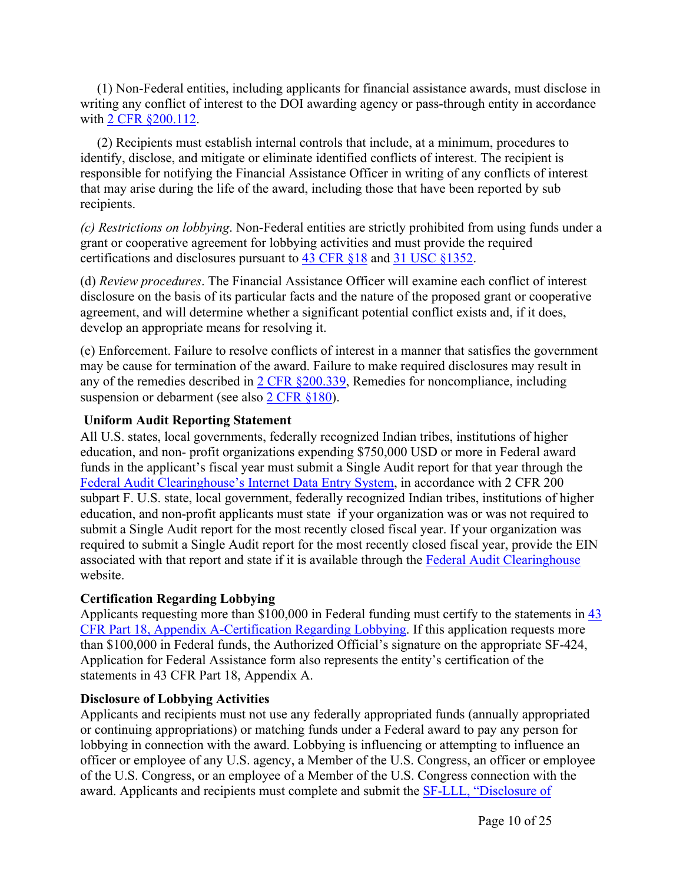(1) Non-Federal entities, including applicants for financial assistance awards, must disclose in writing any conflict of interest to the DOI awarding agency or pass-through entity in accordance with [2 CFR §200.112](#).

(2) Recipients must establish internal controls that include, at a minimum, procedures to identify, disclose, and mitigate or eliminate identified conflicts of interest. The recipient is responsible for notifying the Financial Assistance Officer in writing of any conflicts of interest that may arise during the life of the award, including those that have been reported by sub recipients.

*(c) Restrictions on lobbying*. Non-Federal entities are strictly prohibited from using funds under a grant or cooperative agreement for lobbying activities and must provide the required certifications and disclosures pursuant to [43 CFR §18](#) and [31 USC §1352](#).

(d) *Review procedures*. The Financial Assistance Officer will examine each conflict of interest disclosure on the basis of its particular facts and the nature of the proposed grant or cooperative agreement, and will determine whether a significant potential conflict exists and, if it does, develop an appropriate means for resolving it.

(e) Enforcement. Failure to resolve conflicts of interest in a manner that satisfies the government may be cause for termination of the award. Failure to make required disclosures may result in any of the remedies described in [2 CFR §200.339](#), Remedies for noncompliance, including suspension or debarment (see also [2 CFR §180](#)).

**Uniform Audit Reporting Statement**

All U.S. states, local governments, federally recognized Indian tribes, institutions of higher education, and non- profit organizations expending $750,000 USD or more in Federal award funds in the applicant's fiscal year must submit a Single Audit report for that year through the [Federal Audit Clearinghouse's Internet Data Entry System](#), in accordance with 2 CFR 200 subpart F. U.S. state, local government, federally recognized Indian tribes, institutions of higher education, and non-profit applicants must state if your organization was or was not required to submit a Single Audit report for the most recently closed fiscal year. If your organization was required to submit a Single Audit report for the most recently closed fiscal year, provide the EIN associated with that report and state if it is available through the [Federal Audit Clearinghouse](#) website.

**Certification Regarding Lobbying**

Applicants requesting more than $100,000 in Federal funding must certify to the statements in [43 CFR Part 18, Appendix A-Certification Regarding Lobbying](#). If this application requests more than $100,000 in Federal funds, the Authorized Official's signature on the appropriate SF-424, Application for Federal Assistance form also represents the entity's certification of the statements in 43 CFR Part 18, Appendix A.

**Disclosure of Lobbying Activities**

Applicants and recipients must not use any federally appropriated funds (annually appropriated or continuing appropriations) or matching funds under a Federal award to pay any person for lobbying in connection with the award. Lobbying is influencing or attempting to influence an officer or employee of any U.S. agency, a Member of the U.S. Congress, an officer or employee of the U.S. Congress, or an employee of a Member of the U.S. Congress connection with the award. Applicants and recipients must complete and submit the [SF-LLL, "Disclosure of](#)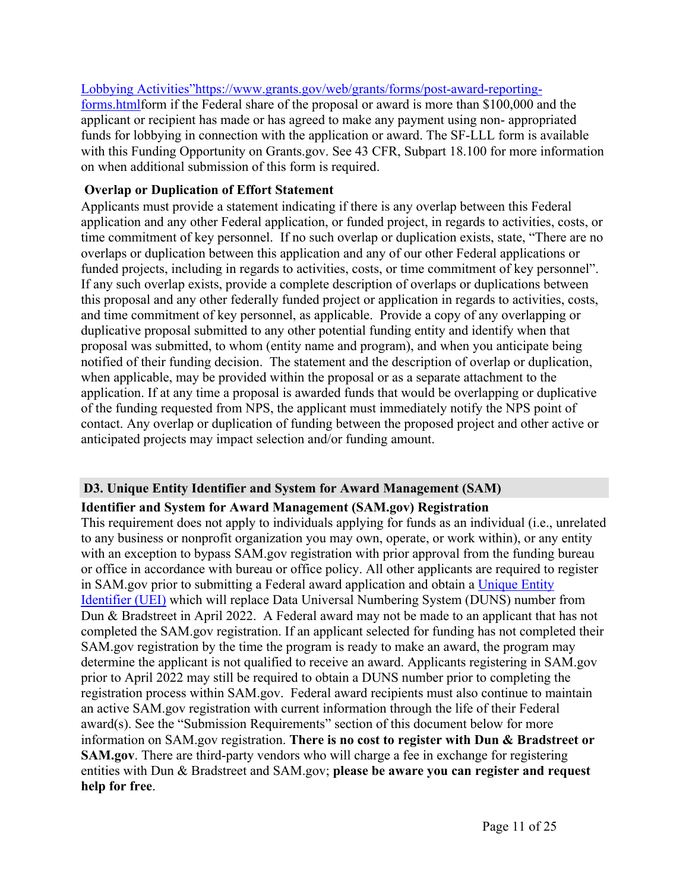[Lobbying Activities"https://www.grants.gov/web/grants/forms/post-award-reporting-forms.html](https://www.grants.gov/web/grants/forms/post-award-reporting-forms.html)form if the Federal share of the proposal or award is more than $100,000 and the applicant or recipient has made or has agreed to make any payment using non- appropriated funds for lobbying in connection with the application or award. The SF-LLL form is available with this Funding Opportunity on Grants.gov. See 43 CFR, Subpart 18.100 for more information on when additional submission of this form is required.

**Overlap or Duplication of Effort Statement**

Applicants must provide a statement indicating if there is any overlap between this Federal application and any other Federal application, or funded project, in regards to activities, costs, or time commitment of key personnel. If no such overlap or duplication exists, state, "There are no overlaps or duplication between this application and any of our other Federal applications or funded projects, including in regards to activities, costs, or time commitment of key personnel". If any such overlap exists, provide a complete description of overlaps or duplications between this proposal and any other federally funded project or application in regards to activities, costs, and time commitment of key personnel, as applicable. Provide a copy of any overlapping or duplicative proposal submitted to any other potential funding entity and identify when that proposal was submitted, to whom (entity name and program), and when you anticipate being notified of their funding decision. The statement and the description of overlap or duplication, when applicable, may be provided within the proposal or as a separate attachment to the application. If at any time a proposal is awarded funds that would be overlapping or duplicative of the funding requested from NPS, the applicant must immediately notify the NPS point of contact. Any overlap or duplication of funding between the proposed project and other active or anticipated projects may impact selection and/or funding amount.

## D3. Unique Entity Identifier and System for Award Management (SAM)

**Identifier and System for Award Management (SAM.gov) Registration**

This requirement does not apply to individuals applying for funds as an individual (i.e., unrelated to any business or nonprofit organization you may own, operate, or work within), or any entity with an exception to bypass SAM.gov registration with prior approval from the funding bureau or office in accordance with bureau or office policy. All other applicants are required to register in SAM.gov prior to submitting a Federal award application and obtain a Unique Entity Identifier (UEI) which will replace Data Universal Numbering System (DUNS) number from Dun & Bradstreet in April 2022. A Federal award may not be made to an applicant that has not completed the SAM.gov registration. If an applicant selected for funding has not completed their SAM.gov registration by the time the program is ready to make an award, the program may determine the applicant is not qualified to receive an award. Applicants registering in SAM.gov prior to April 2022 may still be required to obtain a DUNS number prior to completing the registration process within SAM.gov. Federal award recipients must also continue to maintain an active SAM.gov registration with current information through the life of their Federal award(s). See the "Submission Requirements" section of this document below for more information on SAM.gov registration. **There is no cost to register with Dun & Bradstreet or SAM.gov**. There are third-party vendors who will charge a fee in exchange for registering entities with Dun & Bradstreet and SAM.gov; **please be aware you can register and request help for free**.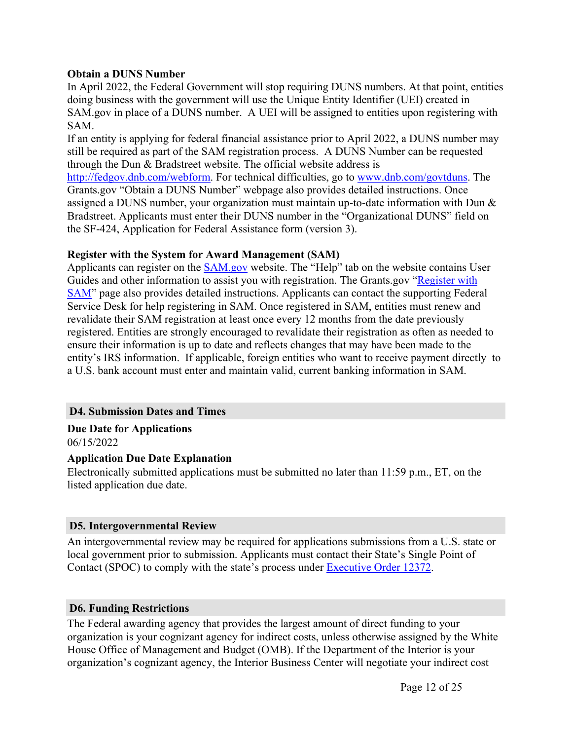**Obtain a DUNS Number**

In April 2022, the Federal Government will stop requiring DUNS numbers. At that point, entities doing business with the government will use the Unique Entity Identifier (UEI) created in SAM.gov in place of a DUNS number. A UEI will be assigned to entities upon registering with SAM.

If an entity is applying for federal financial assistance prior to April 2022, a DUNS number may still be required as part of the SAM registration process. A DUNS Number can be requested through the Dun & Bradstreet website. The official website address is [http://fedgov.dnb.com/webform](http://fedgov.dnb.com/webform). For technical difficulties, go to [www.dnb.com/govtduns](www.dnb.com/govtduns). The Grants.gov "Obtain a DUNS Number" webpage also provides detailed instructions. Once assigned a DUNS number, your organization must maintain up-to-date information with Dun & Bradstreet. Applicants must enter their DUNS number in the "Organizational DUNS" field on the SF-424, Application for Federal Assistance form (version 3).

**Register with the System for Award Management (SAM)**

Applicants can register on the SAM.gov website. The "Help" tab on the website contains User Guides and other information to assist you with registration. The Grants.gov "Register with SAM" page also provides detailed instructions. Applicants can contact the supporting Federal Service Desk for help registering in SAM. Once registered in SAM, entities must renew and revalidate their SAM registration at least once every 12 months from the date previously registered. Entities are strongly encouraged to revalidate their registration as often as needed to ensure their information is up to date and reflects changes that may have been made to the entity's IRS information. If applicable, foreign entities who want to receive payment directly to a U.S. bank account must enter and maintain valid, current banking information in SAM.

## D4. Submission Dates and Times

**Due Date for Applications**

06/15/2022

**Application Due Date Explanation**

Electronically submitted applications must be submitted no later than 11:59 p.m., ET, on the listed application due date.

## D5. Intergovernmental Review

An intergovernmental review may be required for applications submissions from a U.S. state or local government prior to submission. Applicants must contact their State's Single Point of Contact (SPOC) to comply with the state's process under Executive Order 12372.

## D6. Funding Restrictions

The Federal awarding agency that provides the largest amount of direct funding to your organization is your cognizant agency for indirect costs, unless otherwise assigned by the White House Office of Management and Budget (OMB). If the Department of the Interior is your organization's cognizant agency, the Interior Business Center will negotiate your indirect cost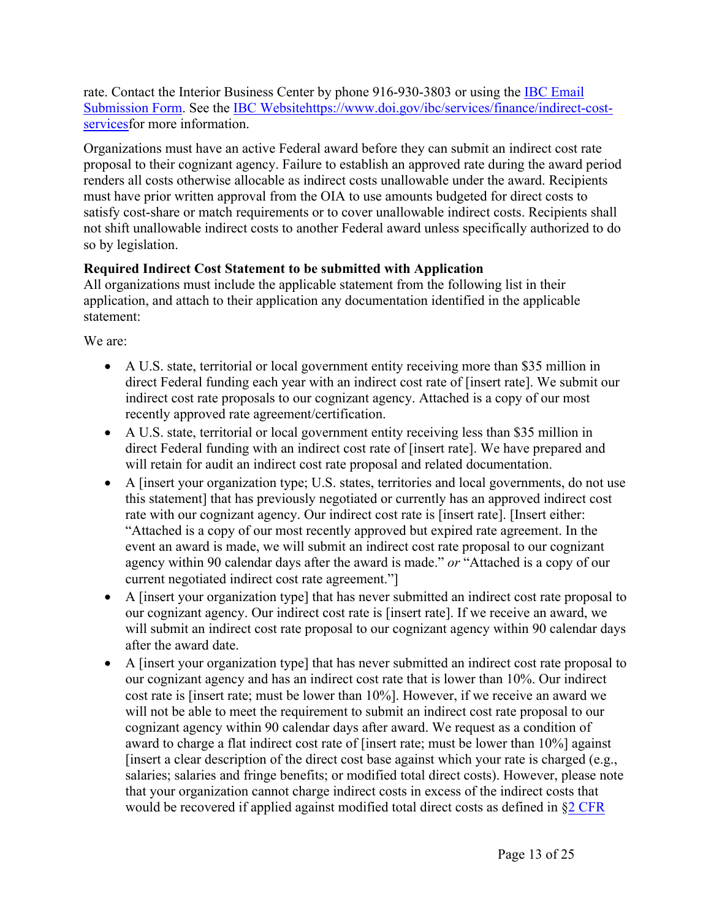rate. Contact the Interior Business Center by phone 916-930-3803 or using the [IBC Email Submission Form](). See the [IBC Websitehttps://www.doi.gov/ibc/services/finance/indirect-cost-services]()for more information.

Organizations must have an active Federal award before they can submit an indirect cost rate proposal to their cognizant agency. Failure to establish an approved rate during the award period renders all costs otherwise allocable as indirect costs unallowable under the award. Recipients must have prior written approval from the OIA to use amounts budgeted for direct costs to satisfy cost-share or match requirements or to cover unallowable indirect costs. Recipients shall not shift unallowable indirect costs to another Federal award unless specifically authorized to do so by legislation.

**Required Indirect Cost Statement to be submitted with Application**
All organizations must include the applicable statement from the following list in their application, and attach to their application any documentation identified in the applicable statement:

We are:

- A U.S. state, territorial or local government entity receiving more than $35 million in direct Federal funding each year with an indirect cost rate of [insert rate]. We submit our indirect cost rate proposals to our cognizant agency. Attached is a copy of our most recently approved rate agreement/certification.
- A U.S. state, territorial or local government entity receiving less than $35 million in direct Federal funding with an indirect cost rate of [insert rate]. We have prepared and will retain for audit an indirect cost rate proposal and related documentation.
- A [insert your organization type; U.S. states, territories and local governments, do not use this statement] that has previously negotiated or currently has an approved indirect cost rate with our cognizant agency. Our indirect cost rate is [insert rate]. [Insert either: "Attached is a copy of our most recently approved but expired rate agreement. In the event an award is made, we will submit an indirect cost rate proposal to our cognizant agency within 90 calendar days after the award is made." *or* "Attached is a copy of our current negotiated indirect cost rate agreement."]
- A [insert your organization type] that has never submitted an indirect cost rate proposal to our cognizant agency. Our indirect cost rate is [insert rate]. If we receive an award, we will submit an indirect cost rate proposal to our cognizant agency within 90 calendar days after the award date.
- A [insert your organization type] that has never submitted an indirect cost rate proposal to our cognizant agency and has an indirect cost rate that is lower than 10%. Our indirect cost rate is [insert rate; must be lower than 10%]. However, if we receive an award we will not be able to meet the requirement to submit an indirect cost rate proposal to our cognizant agency within 90 calendar days after award. We request as a condition of award to charge a flat indirect cost rate of [insert rate; must be lower than 10%] against [insert a clear description of the direct cost base against which your rate is charged (e.g., salaries; salaries and fringe benefits; or modified total direct costs). However, please note that your organization cannot charge indirect costs in excess of the indirect costs that would be recovered if applied against modified total direct costs as defined in §[2 CFR]()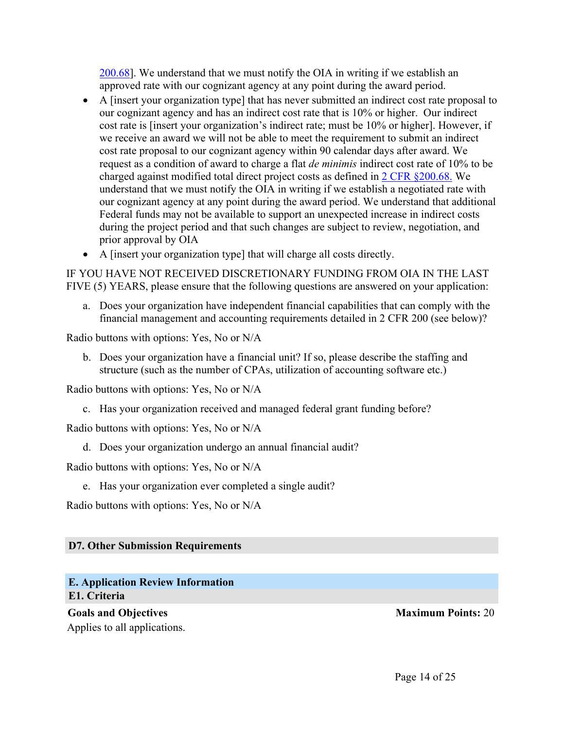200.68]. We understand that we must notify the OIA in writing if we establish an approved rate with our cognizant agency at any point during the award period.

- A [insert your organization type] that has never submitted an indirect cost rate proposal to our cognizant agency and has an indirect cost rate that is 10% or higher. Our indirect cost rate is [insert your organization's indirect rate; must be 10% or higher]. However, if we receive an award we will not be able to meet the requirement to submit an indirect cost rate proposal to our cognizant agency within 90 calendar days after award. We request as a condition of award to charge a flat *de minimis* indirect cost rate of 10% to be charged against modified total direct project costs as defined in 2 CFR §200.68. We understand that we must notify the OIA in writing if we establish a negotiated rate with our cognizant agency at any point during the award period. We understand that additional Federal funds may not be available to support an unexpected increase in indirect costs during the project period and that such changes are subject to review, negotiation, and prior approval by OIA
- A [insert your organization type] that will charge all costs directly.

IF YOU HAVE NOT RECEIVED DISCRETIONARY FUNDING FROM OIA IN THE LAST FIVE (5) YEARS, please ensure that the following questions are answered on your application:

a. Does your organization have independent financial capabilities that can comply with the financial management and accounting requirements detailed in 2 CFR 200 (see below)?

Radio buttons with options: Yes, No or N/A

b. Does your organization have a financial unit? If so, please describe the staffing and structure (such as the number of CPAs, utilization of accounting software etc.)

Radio buttons with options: Yes, No or N/A

c. Has your organization received and managed federal grant funding before?

Radio buttons with options: Yes, No or N/A

d. Does your organization undergo an annual financial audit?

Radio buttons with options: Yes, No or N/A

e. Has your organization ever completed a single audit?

Radio buttons with options: Yes, No or N/A

### D7. Other Submission Requirements

## E. Application Review Information

### E1. Criteria

**Goals and Objectives** **Maximum Points:** 20

Applies to all applications.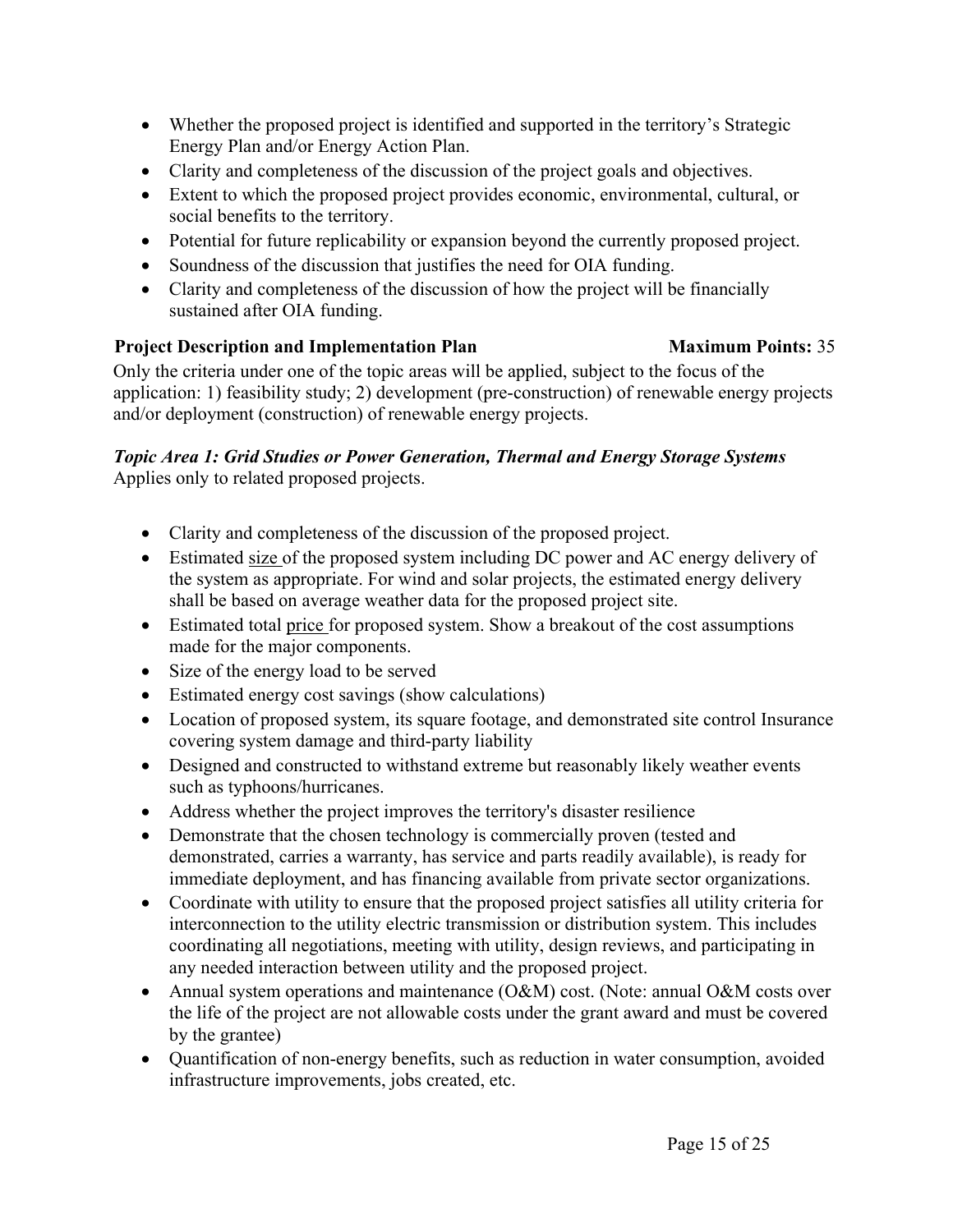- Whether the proposed project is identified and supported in the territory's Strategic Energy Plan and/or Energy Action Plan.
- Clarity and completeness of the discussion of the project goals and objectives.
- Extent to which the proposed project provides economic, environmental, cultural, or social benefits to the territory.
- Potential for future replicability or expansion beyond the currently proposed project.
- Soundness of the discussion that justifies the need for OIA funding.
- Clarity and completeness of the discussion of how the project will be financially sustained after OIA funding.

**Project Description and Implementation Plan** **Maximum Points:** 35

Only the criteria under one of the topic areas will be applied, subject to the focus of the application: 1) feasibility study; 2) development (pre-construction) of renewable energy projects and/or deployment (construction) of renewable energy projects.

***Topic Area 1: Grid Studies or Power Generation, Thermal and Energy Storage Systems***

Applies only to related proposed projects.

- Clarity and completeness of the discussion of the proposed project.
- Estimated <u>size</u> of the proposed system including DC power and AC energy delivery of the system as appropriate. For wind and solar projects, the estimated energy delivery shall be based on average weather data for the proposed project site.
- Estimated total <u>price</u> for proposed system. Show a breakout of the cost assumptions made for the major components.
- Size of the energy load to be served
- Estimated energy cost savings (show calculations)
- Location of proposed system, its square footage, and demonstrated site control Insurance covering system damage and third-party liability
- Designed and constructed to withstand extreme but reasonably likely weather events such as typhoons/hurricanes.
- Address whether the project improves the territory's disaster resilience
- Demonstrate that the chosen technology is commercially proven (tested and demonstrated, carries a warranty, has service and parts readily available), is ready for immediate deployment, and has financing available from private sector organizations.
- Coordinate with utility to ensure that the proposed project satisfies all utility criteria for interconnection to the utility electric transmission or distribution system. This includes coordinating all negotiations, meeting with utility, design reviews, and participating in any needed interaction between utility and the proposed project.
- Annual system operations and maintenance (O&M) cost. (Note: annual O&M costs over the life of the project are not allowable costs under the grant award and must be covered by the grantee)
- Quantification of non-energy benefits, such as reduction in water consumption, avoided infrastructure improvements, jobs created, etc.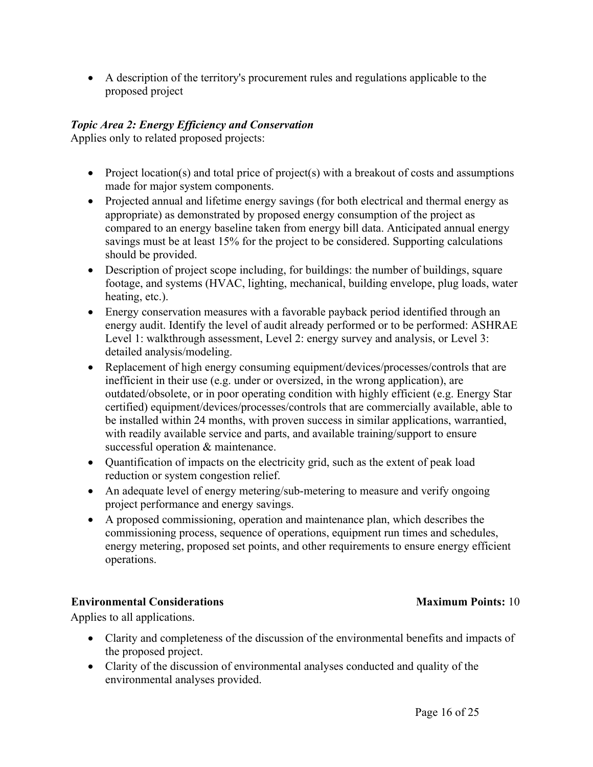- A description of the territory's procurement rules and regulations applicable to the proposed project

***Topic Area 2: Energy Efficiency and Conservation***

Applies only to related proposed projects:

- Project location(s) and total price of project(s) with a breakout of costs and assumptions made for major system components.
- Projected annual and lifetime energy savings (for both electrical and thermal energy as appropriate) as demonstrated by proposed energy consumption of the project as compared to an energy baseline taken from energy bill data. Anticipated annual energy savings must be at least 15% for the project to be considered. Supporting calculations should be provided.
- Description of project scope including, for buildings: the number of buildings, square footage, and systems (HVAC, lighting, mechanical, building envelope, plug loads, water heating, etc.).
- Energy conservation measures with a favorable payback period identified through an energy audit. Identify the level of audit already performed or to be performed: ASHRAE Level 1: walkthrough assessment, Level 2: energy survey and analysis, or Level 3: detailed analysis/modeling.
- Replacement of high energy consuming equipment/devices/processes/controls that are inefficient in their use (e.g. under or oversized, in the wrong application), are outdated/obsolete, or in poor operating condition with highly efficient (e.g. Energy Star certified) equipment/devices/processes/controls that are commercially available, able to be installed within 24 months, with proven success in similar applications, warrantied, with readily available service and parts, and available training/support to ensure successful operation & maintenance.
- Quantification of impacts on the electricity grid, such as the extent of peak load reduction or system congestion relief.
- An adequate level of energy metering/sub-metering to measure and verify ongoing project performance and energy savings.
- A proposed commissioning, operation and maintenance plan, which describes the commissioning process, sequence of operations, equipment run times and schedules, energy metering, proposed set points, and other requirements to ensure energy efficient operations.

**Environmental Considerations** **Maximum Points:** 10

Applies to all applications.

- Clarity and completeness of the discussion of the environmental benefits and impacts of the proposed project.
- Clarity of the discussion of environmental analyses conducted and quality of the environmental analyses provided.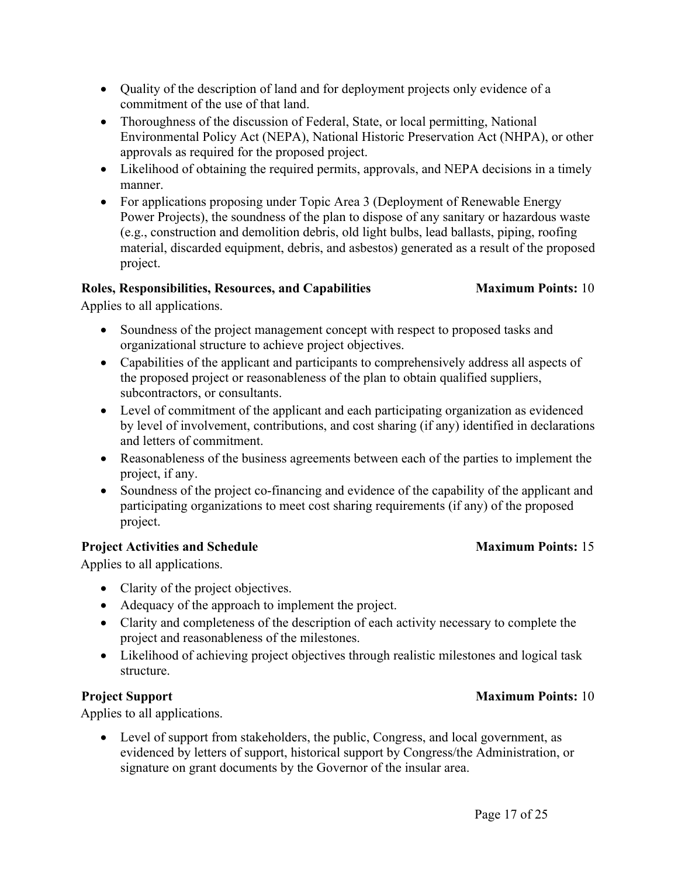- Quality of the description of land and for deployment projects only evidence of a commitment of the use of that land.
- Thoroughness of the discussion of Federal, State, or local permitting, National Environmental Policy Act (NEPA), National Historic Preservation Act (NHPA), or other approvals as required for the proposed project.
- Likelihood of obtaining the required permits, approvals, and NEPA decisions in a timely manner.
- For applications proposing under Topic Area 3 (Deployment of Renewable Energy Power Projects), the soundness of the plan to dispose of any sanitary or hazardous waste (e.g., construction and demolition debris, old light bulbs, lead ballasts, piping, roofing material, discarded equipment, debris, and asbestos) generated as a result of the proposed project.

**Roles, Responsibilities, Resources, and Capabilities** **Maximum Points:** 10

Applies to all applications.

- Soundness of the project management concept with respect to proposed tasks and organizational structure to achieve project objectives.
- Capabilities of the applicant and participants to comprehensively address all aspects of the proposed project or reasonableness of the plan to obtain qualified suppliers, subcontractors, or consultants.
- Level of commitment of the applicant and each participating organization as evidenced by level of involvement, contributions, and cost sharing (if any) identified in declarations and letters of commitment.
- Reasonableness of the business agreements between each of the parties to implement the project, if any.
- Soundness of the project co-financing and evidence of the capability of the applicant and participating organizations to meet cost sharing requirements (if any) of the proposed project.

**Project Activities and Schedule** **Maximum Points:** 15

Applies to all applications.

- Clarity of the project objectives.
- Adequacy of the approach to implement the project.
- Clarity and completeness of the description of each activity necessary to complete the project and reasonableness of the milestones.
- Likelihood of achieving project objectives through realistic milestones and logical task structure.

**Project Support** **Maximum Points:** 10

Applies to all applications.

- Level of support from stakeholders, the public, Congress, and local government, as evidenced by letters of support, historical support by Congress/the Administration, or signature on grant documents by the Governor of the insular area.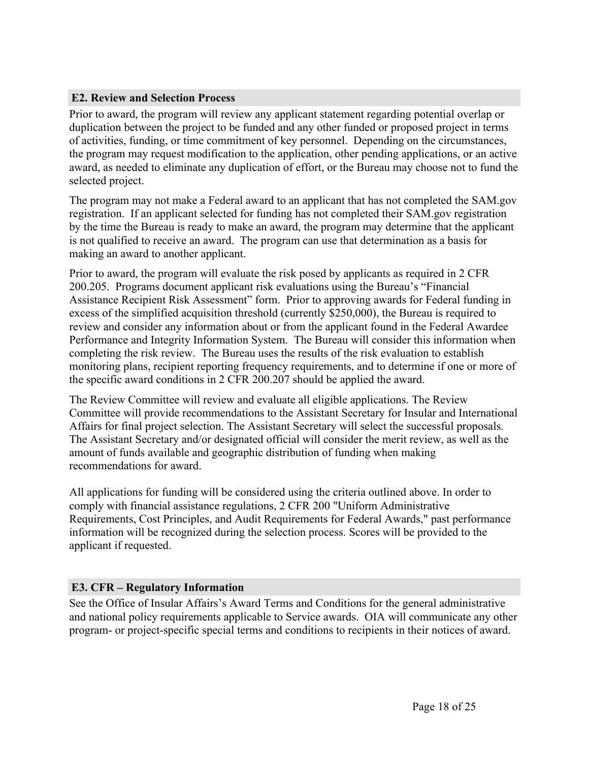### E2. Review and Selection Process

Prior to award, the program will review any applicant statement regarding potential overlap or duplication between the project to be funded and any other funded or proposed project in terms of activities, funding, or time commitment of key personnel. Depending on the circumstances, the program may request modification to the application, other pending applications, or an active award, as needed to eliminate any duplication of effort, or the Bureau may choose not to fund the selected project.

The program may not make a Federal award to an applicant that has not completed the SAM.gov registration. If an applicant selected for funding has not completed their SAM.gov registration by the time the Bureau is ready to make an award, the program may determine that the applicant is not qualified to receive an award. The program can use that determination as a basis for making an award to another applicant.

Prior to award, the program will evaluate the risk posed by applicants as required in 2 CFR 200.205. Programs document applicant risk evaluations using the Bureau's "Financial Assistance Recipient Risk Assessment" form. Prior to approving awards for Federal funding in excess of the simplified acquisition threshold (currently $250,000), the Bureau is required to review and consider any information about or from the applicant found in the Federal Awardee Performance and Integrity Information System. The Bureau will consider this information when completing the risk review. The Bureau uses the results of the risk evaluation to establish monitoring plans, recipient reporting frequency requirements, and to determine if one or more of the specific award conditions in 2 CFR 200.207 should be applied the award.

The Review Committee will review and evaluate all eligible applications. The Review Committee will provide recommendations to the Assistant Secretary for Insular and International Affairs for final project selection. The Assistant Secretary will select the successful proposals. The Assistant Secretary and/or designated official will consider the merit review, as well as the amount of funds available and geographic distribution of funding when making recommendations for award.

All applications for funding will be considered using the criteria outlined above. In order to comply with financial assistance regulations, 2 CFR 200 "Uniform Administrative Requirements, Cost Principles, and Audit Requirements for Federal Awards," past performance information will be recognized during the selection process. Scores will be provided to the applicant if requested.

### E3. CFR – Regulatory Information

See the Office of Insular Affairs's Award Terms and Conditions for the general administrative and national policy requirements applicable to Service awards. OIA will communicate any other program- or project-specific special terms and conditions to recipients in their notices of award.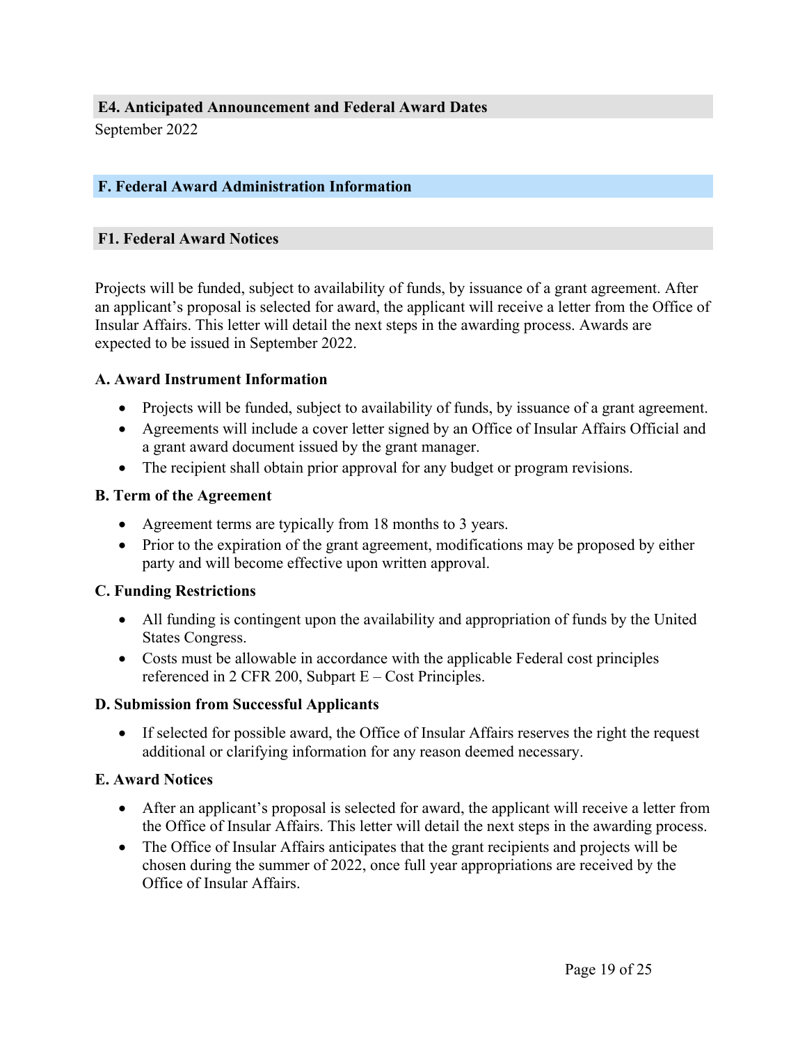### E4. Anticipated Announcement and Federal Award Dates

September 2022

## F. Federal Award Administration Information

### F1. Federal Award Notices

Projects will be funded, subject to availability of funds, by issuance of a grant agreement. After an applicant's proposal is selected for award, the applicant will receive a letter from the Office of Insular Affairs. This letter will detail the next steps in the awarding process. Awards are expected to be issued in September 2022.

**A. Award Instrument Information**

- Projects will be funded, subject to availability of funds, by issuance of a grant agreement.
- Agreements will include a cover letter signed by an Office of Insular Affairs Official and a grant award document issued by the grant manager.
- The recipient shall obtain prior approval for any budget or program revisions.

**B. Term of the Agreement**

- Agreement terms are typically from 18 months to 3 years.
- Prior to the expiration of the grant agreement, modifications may be proposed by either party and will become effective upon written approval.

**C. Funding Restrictions**

- All funding is contingent upon the availability and appropriation of funds by the United States Congress.
- Costs must be allowable in accordance with the applicable Federal cost principles referenced in 2 CFR 200, Subpart E – Cost Principles.

**D. Submission from Successful Applicants**

- If selected for possible award, the Office of Insular Affairs reserves the right the request additional or clarifying information for any reason deemed necessary.

**E. Award Notices**

- After an applicant's proposal is selected for award, the applicant will receive a letter from the Office of Insular Affairs. This letter will detail the next steps in the awarding process.
- The Office of Insular Affairs anticipates that the grant recipients and projects will be chosen during the summer of 2022, once full year appropriations are received by the Office of Insular Affairs.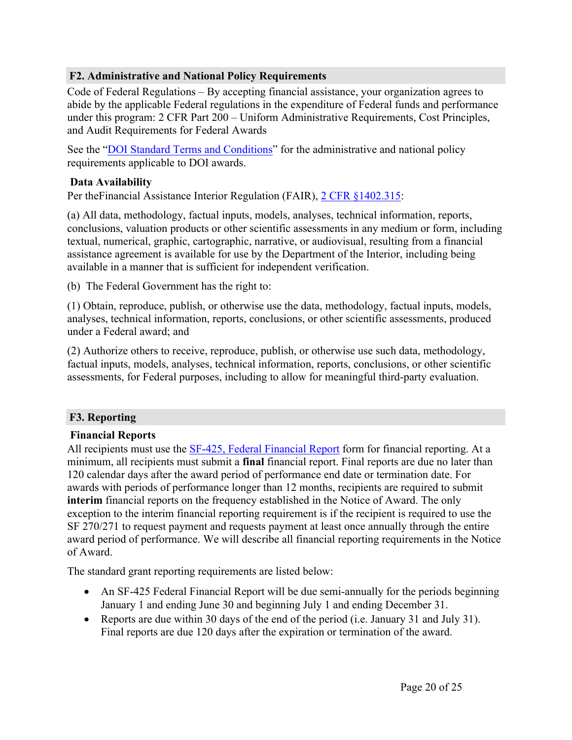## F2. Administrative and National Policy Requirements

Code of Federal Regulations – By accepting financial assistance, your organization agrees to abide by the applicable Federal regulations in the expenditure of Federal funds and performance under this program: 2 CFR Part 200 – Uniform Administrative Requirements, Cost Principles, and Audit Requirements for Federal Awards

See the "[DOI Standard Terms and Conditions]" for the administrative and national policy requirements applicable to DOI awards.

### Data Availability

Per theFinancial Assistance Interior Regulation (FAIR), [2 CFR §1402.315]:

(a) All data, methodology, factual inputs, models, analyses, technical information, reports, conclusions, valuation products or other scientific assessments in any medium or form, including textual, numerical, graphic, cartographic, narrative, or audiovisual, resulting from a financial assistance agreement is available for use by the Department of the Interior, including being available in a manner that is sufficient for independent verification.

(b) The Federal Government has the right to:

(1) Obtain, reproduce, publish, or otherwise use the data, methodology, factual inputs, models, analyses, technical information, reports, conclusions, or other scientific assessments, produced under a Federal award; and

(2) Authorize others to receive, reproduce, publish, or otherwise use such data, methodology, factual inputs, models, analyses, technical information, reports, conclusions, or other scientific assessments, for Federal purposes, including to allow for meaningful third-party evaluation.

## F3. Reporting

### Financial Reports

All recipients must use the [SF-425, Federal Financial Report] form for financial reporting. At a minimum, all recipients must submit a **final** financial report. Final reports are due no later than 120 calendar days after the award period of performance end date or termination date. For awards with periods of performance longer than 12 months, recipients are required to submit **interim** financial reports on the frequency established in the Notice of Award. The only exception to the interim financial reporting requirement is if the recipient is required to use the SF 270/271 to request payment and requests payment at least once annually through the entire award period of performance. We will describe all financial reporting requirements in the Notice of Award.

The standard grant reporting requirements are listed below:

- An SF-425 Federal Financial Report will be due semi-annually for the periods beginning January 1 and ending June 30 and beginning July 1 and ending December 31.
- Reports are due within 30 days of the end of the period (i.e. January 31 and July 31). Final reports are due 120 days after the expiration or termination of the award.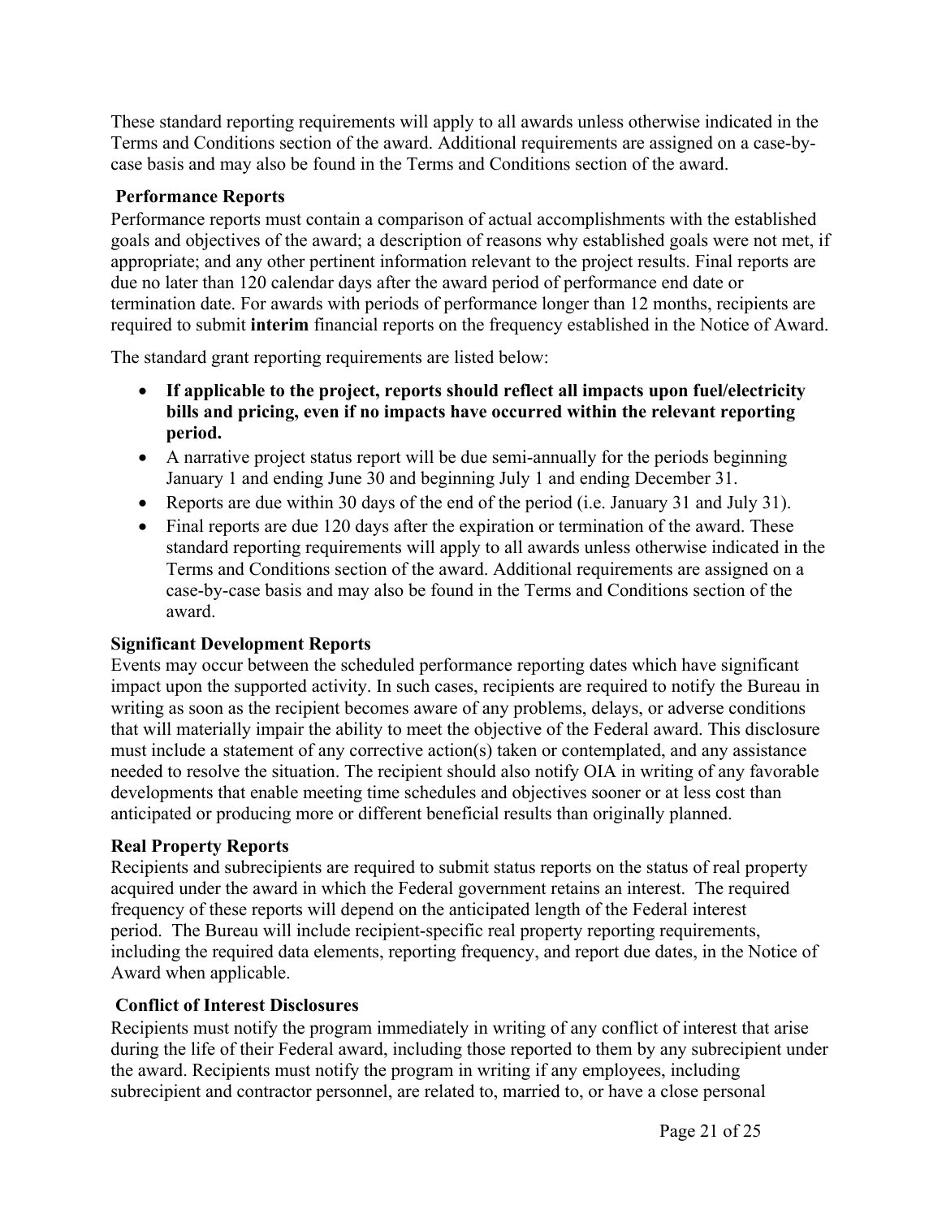These standard reporting requirements will apply to all awards unless otherwise indicated in the Terms and Conditions section of the award. Additional requirements are assigned on a case-by-case basis and may also be found in the Terms and Conditions section of the award.

**Performance Reports**

Performance reports must contain a comparison of actual accomplishments with the established goals and objectives of the award; a description of reasons why established goals were not met, if appropriate; and any other pertinent information relevant to the project results. Final reports are due no later than 120 calendar days after the award period of performance end date or termination date. For awards with periods of performance longer than 12 months, recipients are required to submit **interim** financial reports on the frequency established in the Notice of Award.

The standard grant reporting requirements are listed below:

- **If applicable to the project, reports should reflect all impacts upon fuel/electricity bills and pricing, even if no impacts have occurred within the relevant reporting period.**
- A narrative project status report will be due semi-annually for the periods beginning January 1 and ending June 30 and beginning July 1 and ending December 31.
- Reports are due within 30 days of the end of the period (i.e. January 31 and July 31).
- Final reports are due 120 days after the expiration or termination of the award. These standard reporting requirements will apply to all awards unless otherwise indicated in the Terms and Conditions section of the award. Additional requirements are assigned on a case-by-case basis and may also be found in the Terms and Conditions section of the award.

**Significant Development Reports**

Events may occur between the scheduled performance reporting dates which have significant impact upon the supported activity. In such cases, recipients are required to notify the Bureau in writing as soon as the recipient becomes aware of any problems, delays, or adverse conditions that will materially impair the ability to meet the objective of the Federal award. This disclosure must include a statement of any corrective action(s) taken or contemplated, and any assistance needed to resolve the situation. The recipient should also notify OIA in writing of any favorable developments that enable meeting time schedules and objectives sooner or at less cost than anticipated or producing more or different beneficial results than originally planned.

**Real Property Reports**

Recipients and subrecipients are required to submit status reports on the status of real property acquired under the award in which the Federal government retains an interest. The required frequency of these reports will depend on the anticipated length of the Federal interest period. The Bureau will include recipient-specific real property reporting requirements, including the required data elements, reporting frequency, and report due dates, in the Notice of Award when applicable.

**Conflict of Interest Disclosures**

Recipients must notify the program immediately in writing of any conflict of interest that arise during the life of their Federal award, including those reported to them by any subrecipient under the award. Recipients must notify the program in writing if any employees, including subrecipient and contractor personnel, are related to, married to, or have a close personal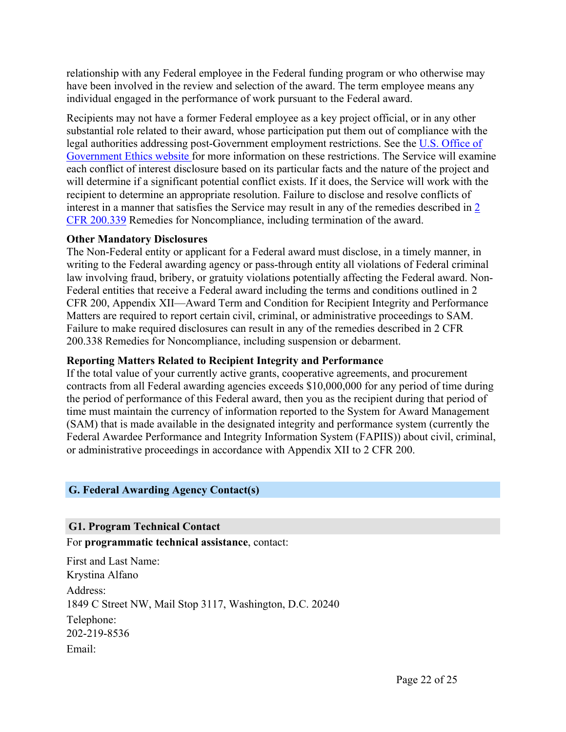relationship with any Federal employee in the Federal funding program or who otherwise may have been involved in the review and selection of the award. The term employee means any individual engaged in the performance of work pursuant to the Federal award.

Recipients may not have a former Federal employee as a key project official, or in any other substantial role related to their award, whose participation put them out of compliance with the legal authorities addressing post-Government employment restrictions. See the [U.S. Office of Government Ethics website](#) for more information on these restrictions. The Service will examine each conflict of interest disclosure based on its particular facts and the nature of the project and will determine if a significant potential conflict exists. If it does, the Service will work with the recipient to determine an appropriate resolution. Failure to disclose and resolve conflicts of interest in a manner that satisfies the Service may result in any of the remedies described in [2 CFR 200.339](#) Remedies for Noncompliance, including termination of the award.

**Other Mandatory Disclosures**
The Non-Federal entity or applicant for a Federal award must disclose, in a timely manner, in writing to the Federal awarding agency or pass-through entity all violations of Federal criminal law involving fraud, bribery, or gratuity violations potentially affecting the Federal award. Non-Federal entities that receive a Federal award including the terms and conditions outlined in 2 CFR 200, Appendix XII—Award Term and Condition for Recipient Integrity and Performance Matters are required to report certain civil, criminal, or administrative proceedings to SAM. Failure to make required disclosures can result in any of the remedies described in 2 CFR 200.338 Remedies for Noncompliance, including suspension or debarment.

**Reporting Matters Related to Recipient Integrity and Performance**
If the total value of your currently active grants, cooperative agreements, and procurement contracts from all Federal awarding agencies exceeds $10,000,000 for any period of time during the period of performance of this Federal award, then you as the recipient during that period of time must maintain the currency of information reported to the System for Award Management (SAM) that is made available in the designated integrity and performance system (currently the Federal Awardee Performance and Integrity Information System (FAPIIS)) about civil, criminal, or administrative proceedings in accordance with Appendix XII to 2 CFR 200.

## G. Federal Awarding Agency Contact(s)

### G1. Program Technical Contact

For **programmatic technical assistance**, contact:

First and Last Name:
Krystina Alfano

Address:
1849 C Street NW, Mail Stop 3117, Washington, D.C. 20240

Telephone:
202-219-8536

Email: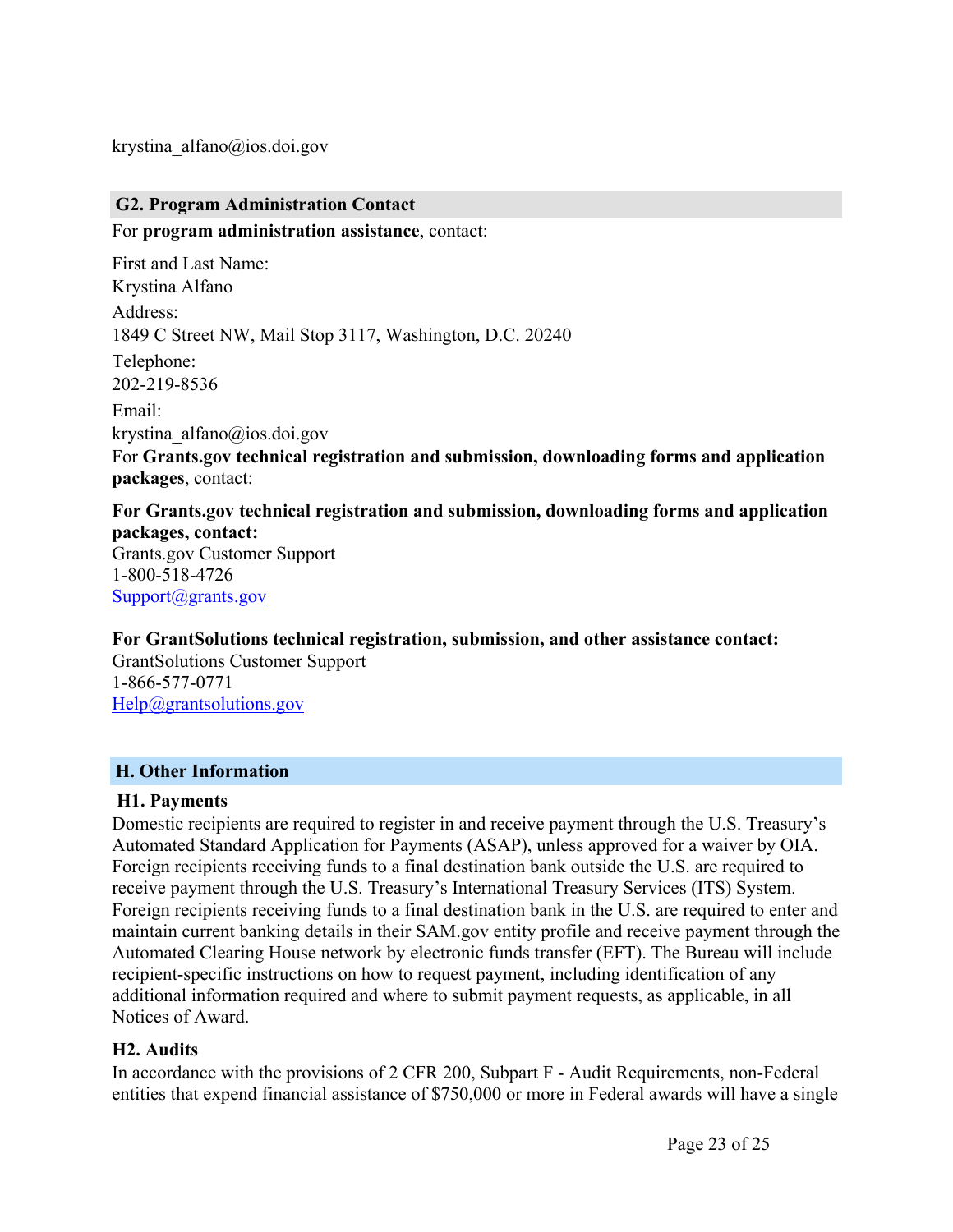krystina_alfano@ios.doi.gov

## G2. Program Administration Contact

For **program administration assistance**, contact:

First and Last Name:
Krystina Alfano
Address:
1849 C Street NW, Mail Stop 3117, Washington, D.C. 20240
Telephone:
202-219-8536
Email:
krystina_alfano@ios.doi.gov
For **Grants.gov technical registration and submission, downloading forms and application packages**, contact:

**For Grants.gov technical registration and submission, downloading forms and application packages, contact:**
Grants.gov Customer Support
1-800-518-4726
Support@grants.gov

**For GrantSolutions technical registration, submission, and other assistance contact:**
GrantSolutions Customer Support
1-866-577-0771
Help@grantsolutions.gov

## H. Other Information

### H1. Payments

Domestic recipients are required to register in and receive payment through the U.S. Treasury's Automated Standard Application for Payments (ASAP), unless approved for a waiver by OIA. Foreign recipients receiving funds to a final destination bank outside the U.S. are required to receive payment through the U.S. Treasury's International Treasury Services (ITS) System. Foreign recipients receiving funds to a final destination bank in the U.S. are required to enter and maintain current banking details in their SAM.gov entity profile and receive payment through the Automated Clearing House network by electronic funds transfer (EFT). The Bureau will include recipient-specific instructions on how to request payment, including identification of any additional information required and where to submit payment requests, as applicable, in all Notices of Award.

### H2. Audits

In accordance with the provisions of 2 CFR 200, Subpart F - Audit Requirements, non-Federal entities that expend financial assistance of $750,000 or more in Federal awards will have a single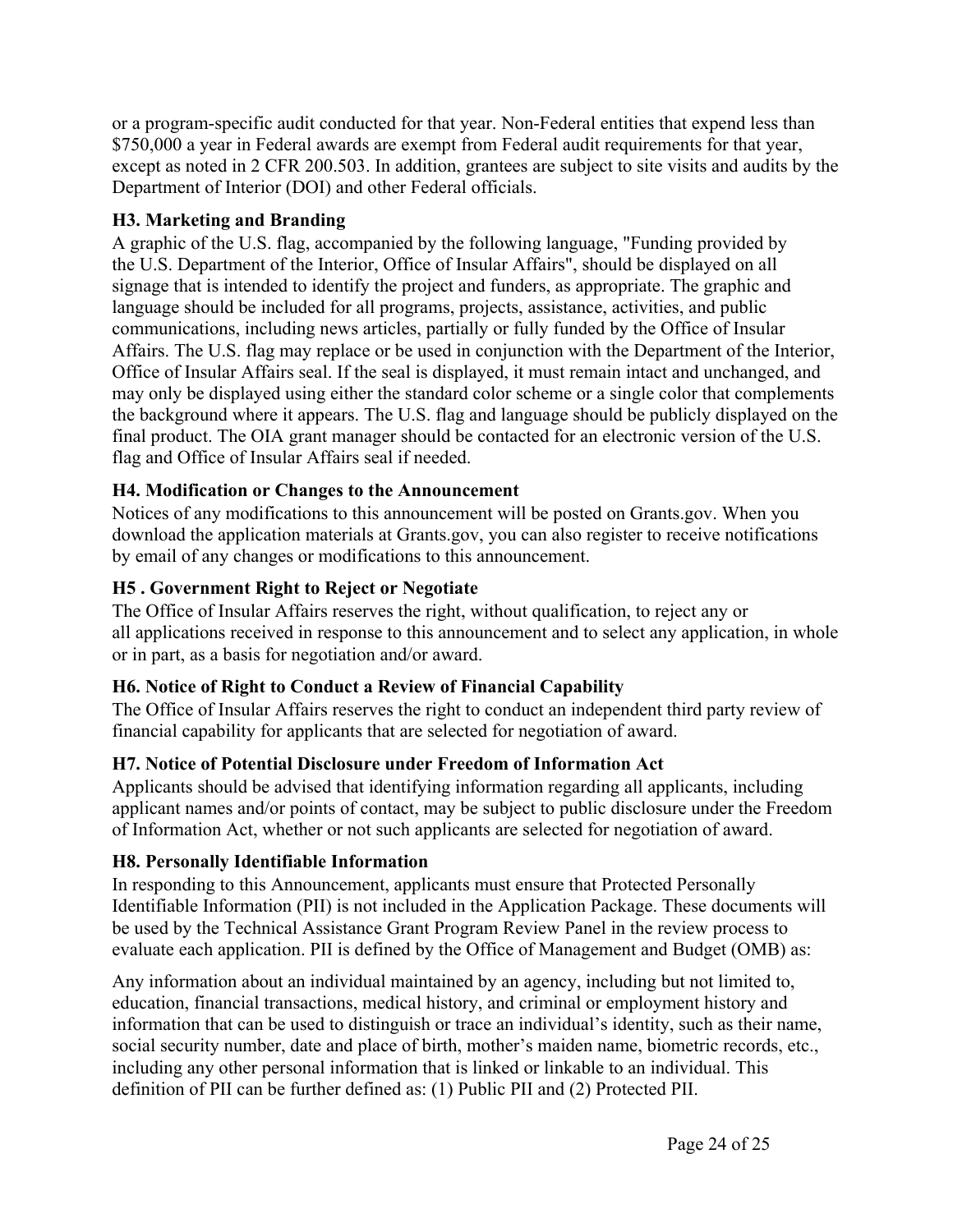or a program-specific audit conducted for that year. Non-Federal entities that expend less than $750,000 a year in Federal awards are exempt from Federal audit requirements for that year, except as noted in 2 CFR 200.503. In addition, grantees are subject to site visits and audits by the Department of Interior (DOI) and other Federal officials.

### H3. Marketing and Branding

A graphic of the U.S. flag, accompanied by the following language, "Funding provided by the U.S. Department of the Interior, Office of Insular Affairs", should be displayed on all signage that is intended to identify the project and funders, as appropriate. The graphic and language should be included for all programs, projects, assistance, activities, and public communications, including news articles, partially or fully funded by the Office of Insular Affairs. The U.S. flag may replace or be used in conjunction with the Department of the Interior, Office of Insular Affairs seal. If the seal is displayed, it must remain intact and unchanged, and may only be displayed using either the standard color scheme or a single color that complements the background where it appears. The U.S. flag and language should be publicly displayed on the final product. The OIA grant manager should be contacted for an electronic version of the U.S. flag and Office of Insular Affairs seal if needed.

### H4. Modification or Changes to the Announcement

Notices of any modifications to this announcement will be posted on Grants.gov. When you download the application materials at Grants.gov, you can also register to receive notifications by email of any changes or modifications to this announcement.

### H5 . Government Right to Reject or Negotiate

The Office of Insular Affairs reserves the right, without qualification, to reject any or all applications received in response to this announcement and to select any application, in whole or in part, as a basis for negotiation and/or award.

### H6. Notice of Right to Conduct a Review of Financial Capability

The Office of Insular Affairs reserves the right to conduct an independent third party review of financial capability for applicants that are selected for negotiation of award.

### H7. Notice of Potential Disclosure under Freedom of Information Act

Applicants should be advised that identifying information regarding all applicants, including applicant names and/or points of contact, may be subject to public disclosure under the Freedom of Information Act, whether or not such applicants are selected for negotiation of award.

### H8. Personally Identifiable Information

In responding to this Announcement, applicants must ensure that Protected Personally Identifiable Information (PII) is not included in the Application Package. These documents will be used by the Technical Assistance Grant Program Review Panel in the review process to evaluate each application. PII is defined by the Office of Management and Budget (OMB) as:

Any information about an individual maintained by an agency, including but not limited to, education, financial transactions, medical history, and criminal or employment history and information that can be used to distinguish or trace an individual's identity, such as their name, social security number, date and place of birth, mother's maiden name, biometric records, etc., including any other personal information that is linked or linkable to an individual. This definition of PII can be further defined as: (1) Public PII and (2) Protected PII.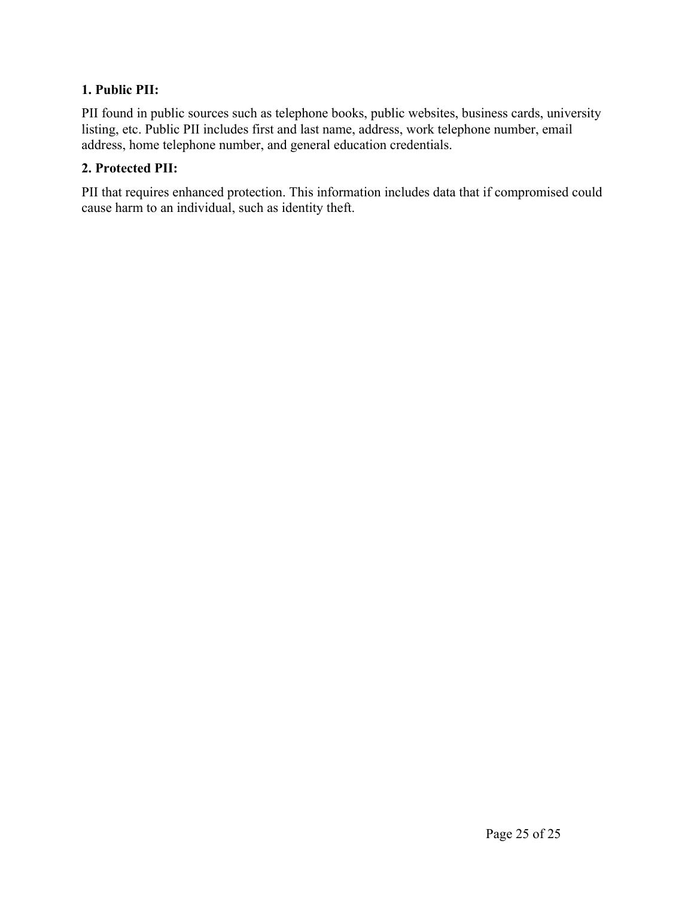**1. Public PII:**

PII found in public sources such as telephone books, public websites, business cards, university listing, etc. Public PII includes first and last name, address, work telephone number, email address, home telephone number, and general education credentials.

**2. Protected PII:**

PII that requires enhanced protection. This information includes data that if compromised could cause harm to an individual, such as identity theft.